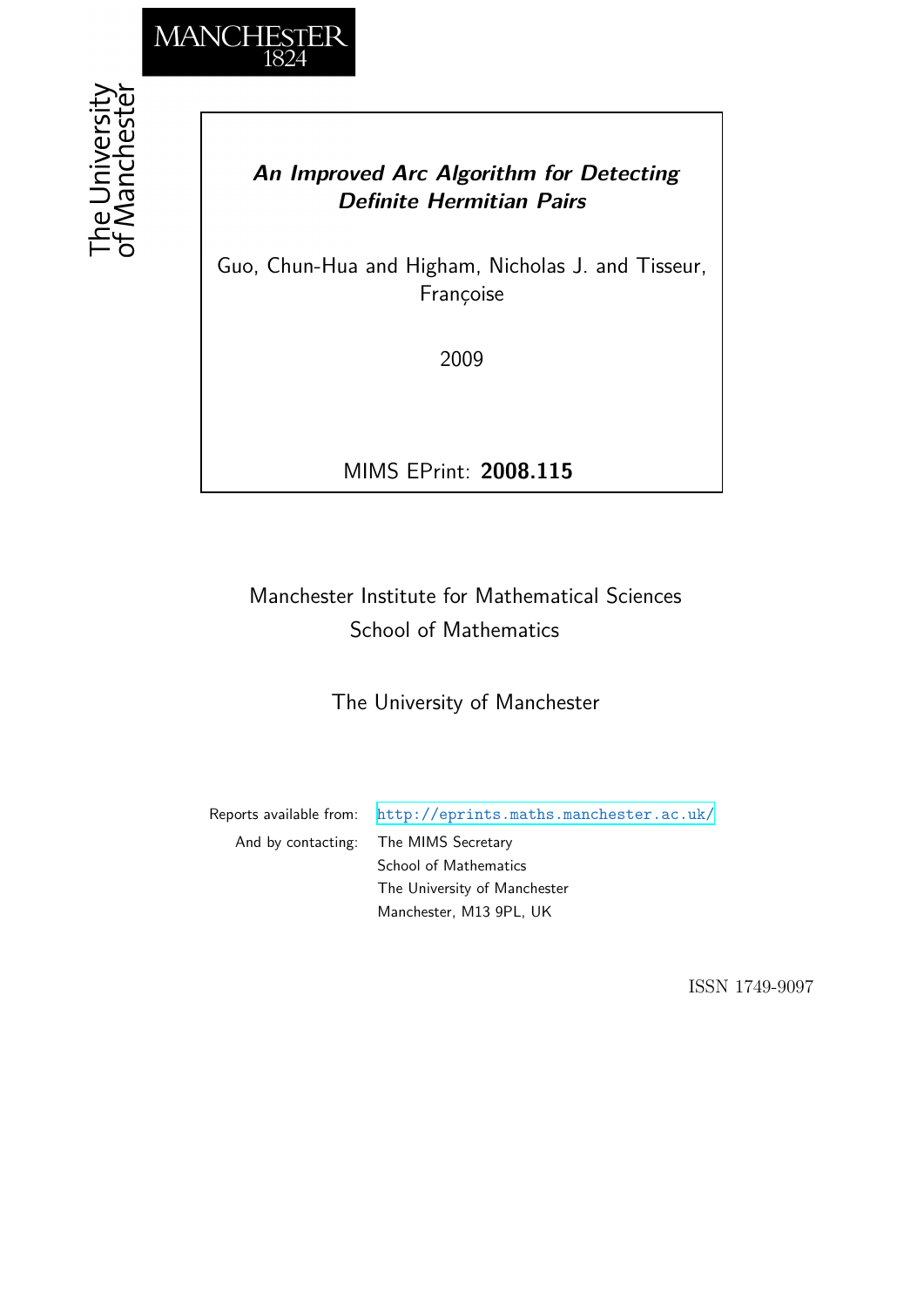MANCHESTER 1824

The University of Manchester

# *An Improved Arc Algorithm for Detecting Definite Hermitian Pairs*

Guo, Chun-Hua and Higham, Nicholas J. and Tisseur, Françoise

2009

MIMS EPrint: **2008.115**

Manchester Institute for Mathematical Sciences
School of Mathematics

The University of Manchester

Reports available from: http://eprints.maths.manchester.ac.uk/
And by contacting: The MIMS Secretary
School of Mathematics
The University of Manchester
Manchester, M13 9PL, UK

ISSN 1749-9097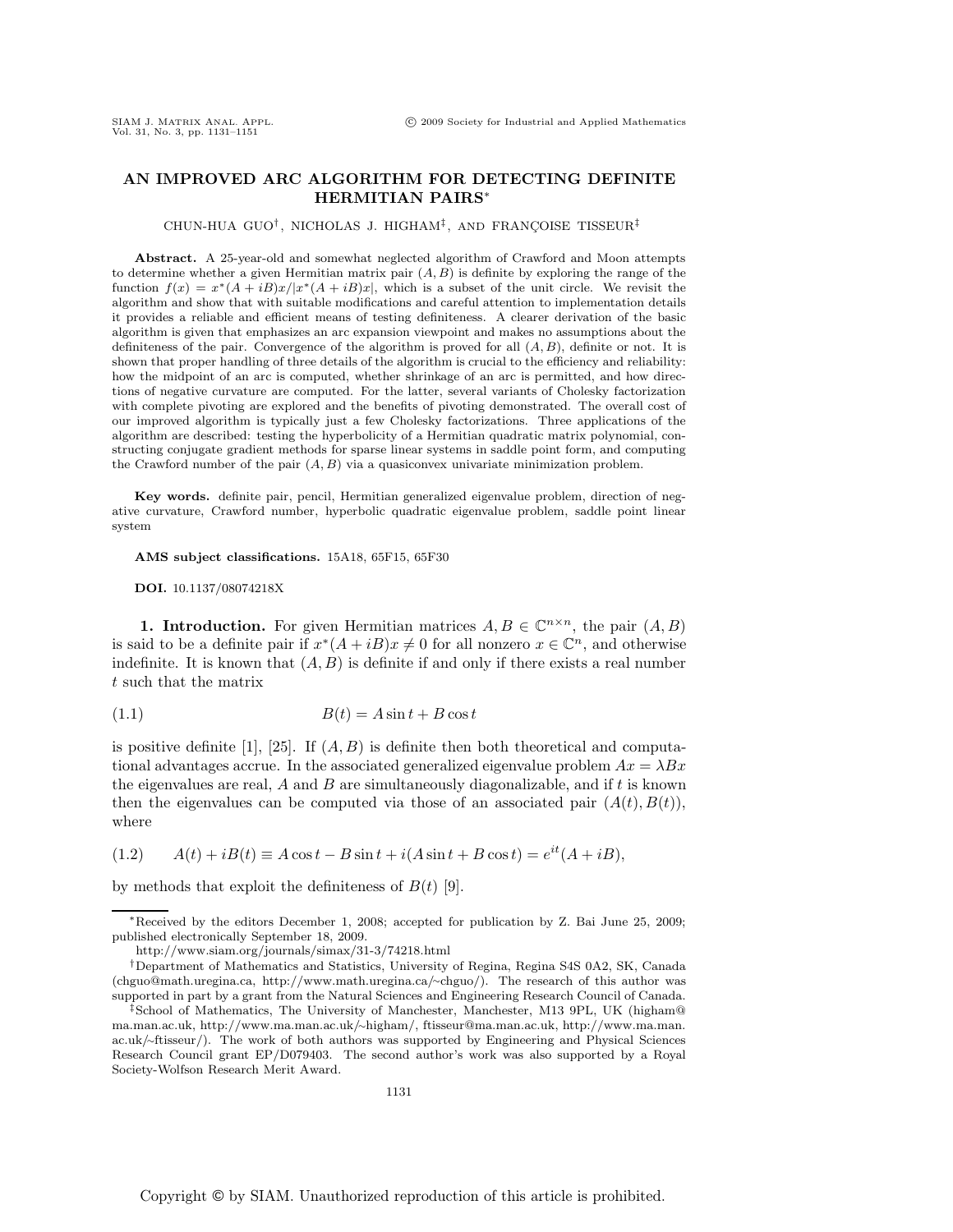# AN IMPROVED ARC ALGORITHM FOR DETECTING DEFINITE HERMITIAN PAIRS*

CHUN-HUA GUO†, NICHOLAS J. HIGHAM‡, AND FRANÇOISE TISSEUR‡

**Abstract.** A 25-year-old and somewhat neglected algorithm of Crawford and Moon attempts to determine whether a given Hermitian matrix pair $(A, B)$ is definite by exploring the range of the function $f(x) = x^*(A + iB)x/|x^*(A + iB)x|$, which is a subset of the unit circle. We revisit the algorithm and show that with suitable modifications and careful attention to implementation details it provides a reliable and efficient means of testing definiteness. A clearer derivation of the basic algorithm is given that emphasizes an arc expansion viewpoint and makes no assumptions about the definiteness of the pair. Convergence of the algorithm is proved for all $(A, B)$, definite or not. It is shown that proper handling of three details of the algorithm is crucial to the efficiency and reliability: how the midpoint of an arc is computed, whether shrinkage of an arc is permitted, and how directions of negative curvature are computed. For the latter, several variants of Cholesky factorization with complete pivoting are explored and the benefits of pivoting demonstrated. The overall cost of our improved algorithm is typically just a few Cholesky factorizations. Three applications of the algorithm are described: testing the hyperbolicity of a Hermitian quadratic matrix polynomial, constructing conjugate gradient methods for sparse linear systems in saddle point form, and computing the Crawford number of the pair $(A, B)$ via a quasiconvex univariate minimization problem.

**Key words.** definite pair, pencil, Hermitian generalized eigenvalue problem, direction of negative curvature, Crawford number, hyperbolic quadratic eigenvalue problem, saddle point linear system

**AMS subject classifications.** 15A18, 65F15, 65F30

**DOI.** 10.1137/08074218X

## 1. Introduction.

For given Hermitian matrices $A, B \in \mathbb{C}^{n\times n}$, the pair $(A, B)$ is said to be a definite pair if $x^*(A + iB)x \neq 0$ for all nonzero $x \in \mathbb{C}^n$, and otherwise indefinite. It is known that $(A, B)$ is definite if and only if there exists a real number $t$ such that the matrix

$$B(t) = A \sin t + B \cos t \tag{1.1}$$

is positive definite [1], [25]. If $(A, B)$ is definite then both theoretical and computational advantages accrue. In the associated generalized eigenvalue problem $Ax = \lambda Bx$ the eigenvalues are real, $A$ and $B$ are simultaneously diagonalizable, and if $t$ is known then the eigenvalues can be computed via those of an associated pair $(A(t), B(t))$, where

$$A(t) + iB(t) \equiv A \cos t - B \sin t + i(A \sin t + B \cos t) = e^{it}(A + iB), \tag{1.2}$$

by methods that exploit the definiteness of $B(t)$ [9].

---

*Received by the editors December 1, 2008; accepted for publication by Z. Bai June 25, 2009; published electronically September 18, 2009.

http://www.siam.org/journals/simax/31-3/74218.html

†Department of Mathematics and Statistics, University of Regina, Regina S4S 0A2, SK, Canada (chguo@math.uregina.ca, http://www.math.uregina.ca/~chguo/). The research of this author was supported in part by a grant from the Natural Sciences and Engineering Research Council of Canada.

‡School of Mathematics, The University of Manchester, Manchester, M13 9PL, UK (higham@ma.man.ac.uk, http://www.ma.man.ac.uk/~higham/, ftisseur@ma.man.ac.uk, http://www.ma.man.ac.uk/~ftisseur/). The work of both authors was supported by Engineering and Physical Sciences Research Council grant EP/D079403. The second author's work was also supported by a Royal Society-Wolfson Research Merit Award.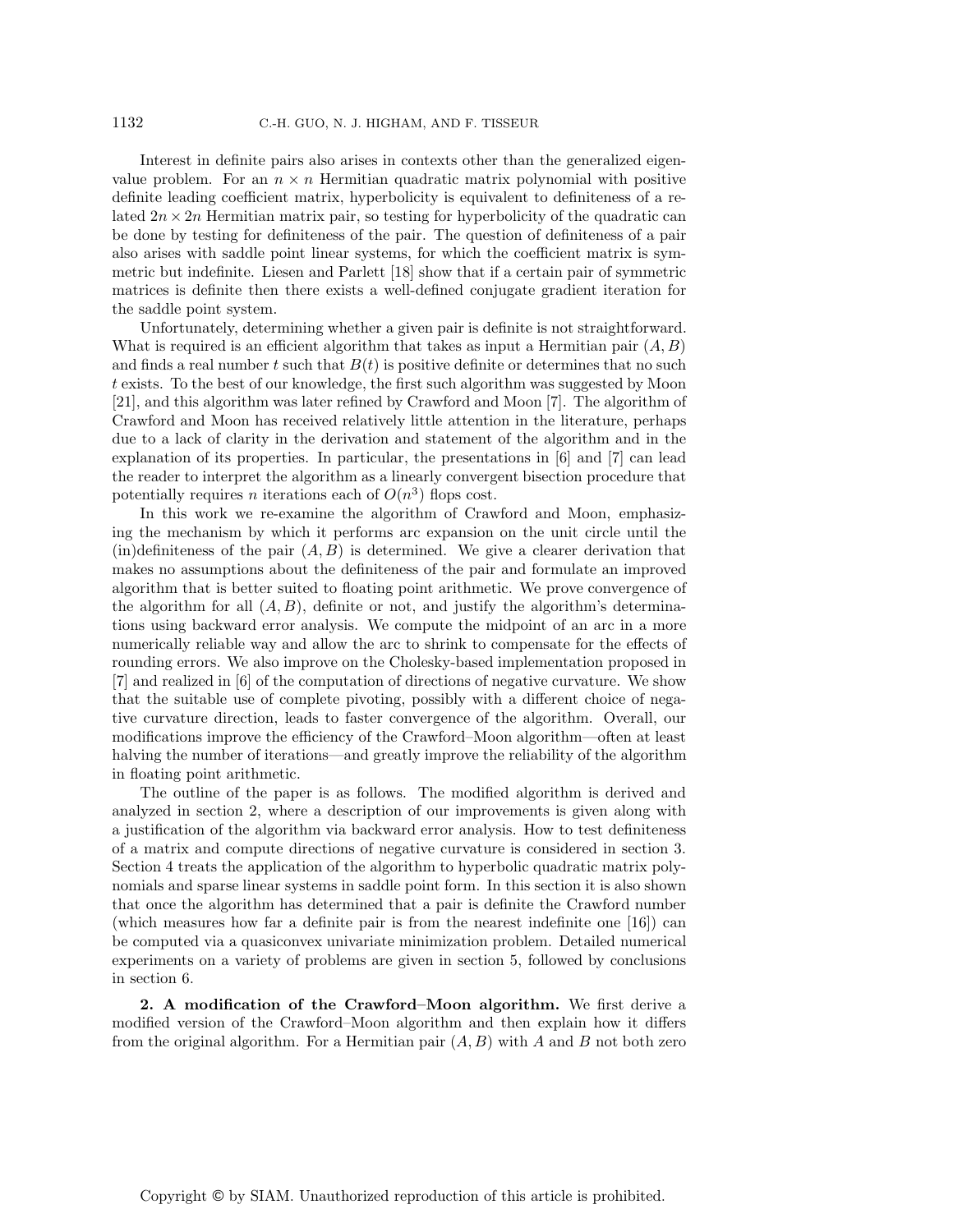Interest in definite pairs also arises in contexts other than the generalized eigenvalue problem. For an $n \times n$ Hermitian quadratic matrix polynomial with positive definite leading coefficient matrix, hyperbolicity is equivalent to definiteness of a related $2n \times 2n$ Hermitian matrix pair, so testing for hyperbolicity of the quadratic can be done by testing for definiteness of the pair. The question of definiteness of a pair also arises with saddle point linear systems, for which the coefficient matrix is symmetric but indefinite. Liesen and Parlett [18] show that if a certain pair of symmetric matrices is definite then there exists a well-defined conjugate gradient iteration for the saddle point system.

Unfortunately, determining whether a given pair is definite is not straightforward. What is required is an efficient algorithm that takes as input a Hermitian pair $(A, B)$ and finds a real number $t$ such that $B(t)$ is positive definite or determines that no such $t$ exists. To the best of our knowledge, the first such algorithm was suggested by Moon [21], and this algorithm was later refined by Crawford and Moon [7]. The algorithm of Crawford and Moon has received relatively little attention in the literature, perhaps due to a lack of clarity in the derivation and statement of the algorithm and in the explanation of its properties. In particular, the presentations in [6] and [7] can lead the reader to interpret the algorithm as a linearly convergent bisection procedure that potentially requires $n$ iterations each of $O(n^3)$ flops cost.

In this work we re-examine the algorithm of Crawford and Moon, emphasizing the mechanism by which it performs arc expansion on the unit circle until the (in)definiteness of the pair $(A, B)$ is determined. We give a clearer derivation that makes no assumptions about the definiteness of the pair and formulate an improved algorithm that is better suited to floating point arithmetic. We prove convergence of the algorithm for all $(A, B)$, definite or not, and justify the algorithm's determinations using backward error analysis. We compute the midpoint of an arc in a more numerically reliable way and allow the arc to shrink to compensate for the effects of rounding errors. We also improve on the Cholesky-based implementation proposed in [7] and realized in [6] of the computation of directions of negative curvature. We show that the suitable use of complete pivoting, possibly with a different choice of negative curvature direction, leads to faster convergence of the algorithm. Overall, our modifications improve the efficiency of the Crawford–Moon algorithm—often at least halving the number of iterations—and greatly improve the reliability of the algorithm in floating point arithmetic.

The outline of the paper is as follows. The modified algorithm is derived and analyzed in section 2, where a description of our improvements is given along with a justification of the algorithm via backward error analysis. How to test definiteness of a matrix and compute directions of negative curvature is considered in section 3. Section 4 treats the application of the algorithm to hyperbolic quadratic matrix polynomials and sparse linear systems in saddle point form. In this section it is also shown that once the algorithm has determined that a pair is definite the Crawford number (which measures how far a definite pair is from the nearest indefinite one [16]) can be computed via a quasiconvex univariate minimization problem. Detailed numerical experiments on a variety of problems are given in section 5, followed by conclusions in section 6.

**2. A modification of the Crawford–Moon algorithm.** We first derive a modified version of the Crawford–Moon algorithm and then explain how it differs from the original algorithm. For a Hermitian pair $(A, B)$ with $A$ and $B$ not both zero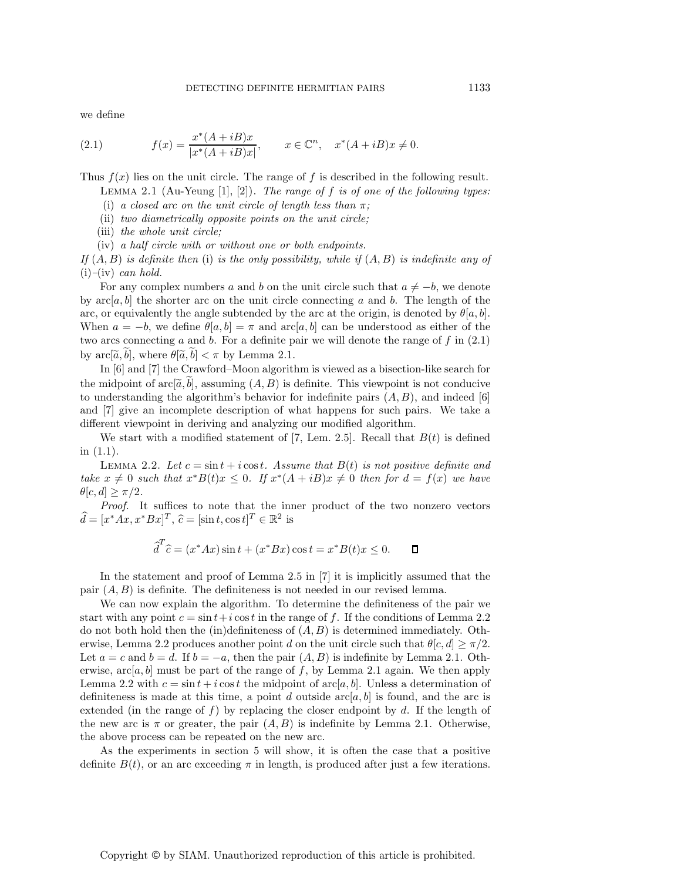we define

$$f(x) = \frac{x^*(A+iB)x}{|x^*(A+iB)x|}, \qquad x \in \mathbb{C}^n, \quad x^*(A+iB)x \neq 0. \tag{2.1}$$

Thus $f(x)$ lies on the unit circle. The range of $f$ is described in the following result.

Lemma 2.1 (Au-Yeung [1], [2]). *The range of $f$ is of one of the following types:*

(i) *a closed arc on the unit circle of length less than $\pi$;*

(ii) *two diametrically opposite points on the unit circle;*

(iii) *the whole unit circle;*

(iv) *a half circle with or without one or both endpoints.*

*If $(A, B)$ is definite then* (i) *is the only possibility, while if $(A, B)$ is indefinite any of* (i)–(iv) *can hold.*

For any complex numbers $a$ and $b$ on the unit circle such that $a \neq -b$, we denote by $\operatorname{arc}[a, b]$ the shorter arc on the unit circle connecting $a$ and $b$. The length of the arc, or equivalently the angle subtended by the arc at the origin, is denoted by $\theta[a, b]$. When $a = -b$, we define $\theta[a, b] = \pi$ and $\operatorname{arc}[a, b]$ can be understood as either of the two arcs connecting $a$ and $b$. For a definite pair we will denote the range of $f$ in (2.1) by $\operatorname{arc}[\widetilde{a}, \widetilde{b}]$, where $\theta[\widetilde{a}, \widetilde{b}] < \pi$ by Lemma 2.1.

In [6] and [7] the Crawford–Moon algorithm is viewed as a bisection-like search for the midpoint of $\operatorname{arc}[\widetilde{a}, \widetilde{b}]$, assuming $(A, B)$ is definite. This viewpoint is not conducive to understanding the algorithm's behavior for indefinite pairs $(A, B)$, and indeed [6] and [7] give an incomplete description of what happens for such pairs. We take a different viewpoint in deriving and analyzing our modified algorithm.

We start with a modified statement of [7, Lem. 2.5]. Recall that $B(t)$ is defined in (1.1).

Lemma 2.2. *Let $c = \sin t + i \cos t$. Assume that $B(t)$ is not positive definite and take $x \neq 0$ such that $x^* B(t) x \leq 0$. If $x^*(A + iB)x \neq 0$ then for $d = f(x)$ we have $\theta[c, d] \geq \pi/2$.*

*Proof.* It suffices to note that the inner product of the two nonzero vectors $\widehat{d} = [x^*Ax, x^*Bx]^T$, $\widehat{c} = [\sin t, \cos t]^T \in \mathbb{R}^2$ is

$$\widehat{d}^T \widehat{c} = (x^*Ax)\sin t + (x^*Bx)\cos t = x^*B(t)x \leq 0. \qquad \square$$

In the statement and proof of Lemma 2.5 in [7] it is implicitly assumed that the pair $(A, B)$ is definite. The definiteness is not needed in our revised lemma.

We can now explain the algorithm. To determine the definiteness of the pair we start with any point $c = \sin t + i \cos t$ in the range of $f$. If the conditions of Lemma 2.2 do not both hold then the (in)definiteness of $(A, B)$ is determined immediately. Otherwise, Lemma 2.2 produces another point $d$ on the unit circle such that $\theta[c, d] \geq \pi/2$. Let $a = c$ and $b = d$. If $b = -a$, then the pair $(A, B)$ is indefinite by Lemma 2.1. Otherwise, $\operatorname{arc}[a, b]$ must be part of the range of $f$, by Lemma 2.1 again. We then apply Lemma 2.2 with $c = \sin t + i \cos t$ the midpoint of $\operatorname{arc}[a, b]$. Unless a determination of definiteness is made at this time, a point $d$ outside $\operatorname{arc}[a, b]$ is found, and the arc is extended (in the range of $f$) by replacing the closer endpoint by $d$. If the length of the new arc is $\pi$ or greater, the pair $(A, B)$ is indefinite by Lemma 2.1. Otherwise, the above process can be repeated on the new arc.

As the experiments in section 5 will show, it is often the case that a positive definite $B(t)$, or an arc exceeding $\pi$ in length, is produced after just a few iterations.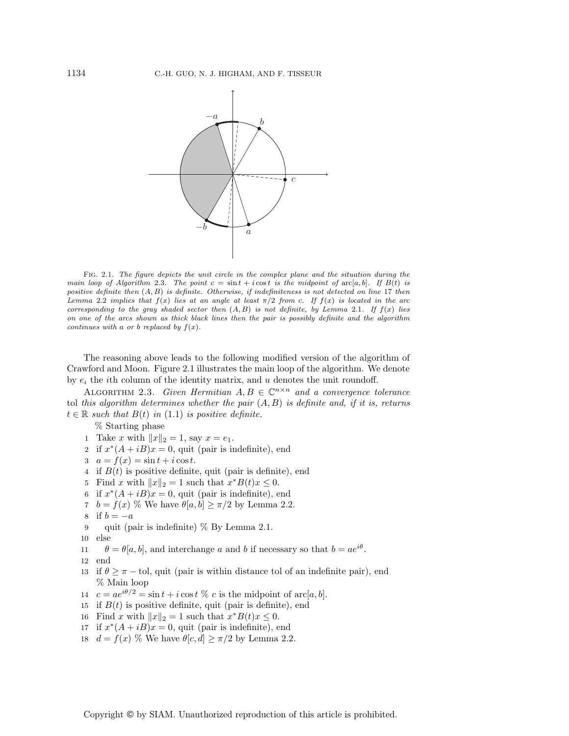Fig. 2.1. *The figure depicts the unit circle in the complex plane and the situation during the main loop of Algorithm* 2.3. *The point* $c = \sin t + i\cos t$ *is the midpoint of* $\operatorname{arc}[a,b]$. *If* $B(t)$ *is positive definite then* $(A,B)$ *is definite. Otherwise, if indefiniteness is not detected on line* 17 *then Lemma* 2.2 *implies that* $f(x)$ *lies at an angle at least* $\pi/2$ *from* $c$. *If* $f(x)$ *is located in the arc corresponding to the gray shaded sector then* $(A,B)$ *is not definite, by Lemma* 2.1. *If* $f(x)$ *lies on one of the arcs shown as thick black lines then the pair is possibly definite and the algorithm continues with* $a$ *or* $b$ *replaced by* $f(x)$.

The reasoning above leads to the following modified version of the algorithm of Crawford and Moon. Figure 2.1 illustrates the main loop of the algorithm. We denote by $e_i$ the $i$th column of the identity matrix, and $u$ denotes the unit roundoff.

Algorithm 2.3. *Given Hermitian* $A, B \in \mathbb{C}^{n\times n}$ *and a convergence tolerance* tol *this algorithm determines whether the pair* $(A,B)$ *is definite and, if it is, returns* $t \in \mathbb{R}$ *such that* $B(t)$ *in* (1.1) *is positive definite.*

```
     % Starting phase
 1   Take x with ||x||_2 = 1, say x = e_1.
 2   if x*(A + iB)x = 0, quit (pair is indefinite), end
 3   a = f(x) = sin t + i cos t.
 4   if B(t) is positive definite, quit (pair is definite), end
 5   Find x with ||x||_2 = 1 such that x*B(t)x <= 0.
 6   if x*(A + iB)x = 0, quit (pair is indefinite), end
 7   b = f(x) % We have θ[a, b] >= π/2 by Lemma 2.2.
 8   if b = −a
 9      quit (pair is indefinite) % By Lemma 2.1.
10   else
11      θ = θ[a, b], and interchange a and b if necessary so that b = a e^{iθ}.
12   end
13   if θ >= π − tol, quit (pair is within distance tol of an indefinite pair), end
     % Main loop
14   c = a e^{iθ/2} = sin t + i cos t % c is the midpoint of arc[a, b].
15   if B(t) is positive definite, quit (pair is definite), end
16   Find x with ||x||_2 = 1 such that x*B(t)x <= 0.
17   if x*(A + iB)x = 0, quit (pair is indefinite), end
18   d = f(x) % We have θ[c, d] >= π/2 by Lemma 2.2.
```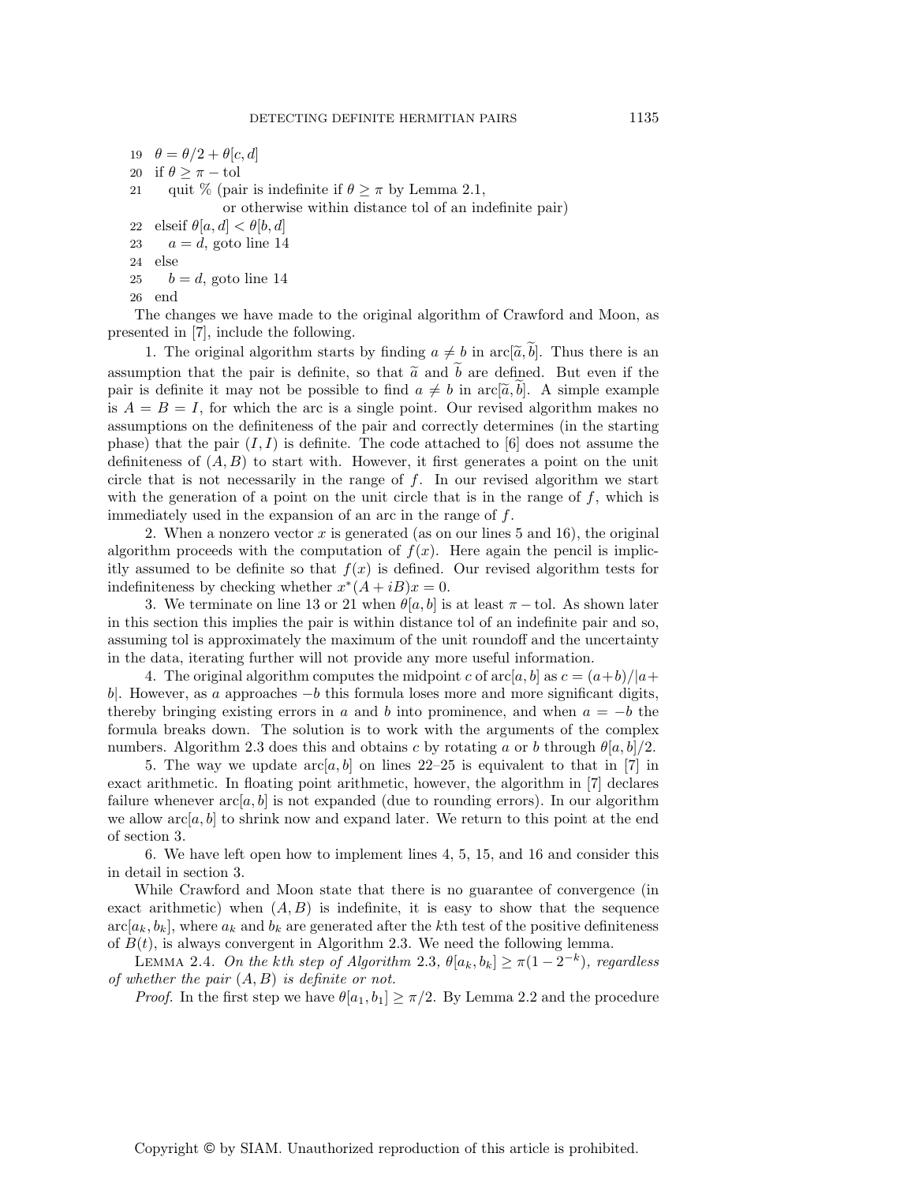```
19  θ = θ/2 + θ[c, d]
20  if θ ≥ π − tol
21     quit % (pair is indefinite if θ ≥ π by Lemma 2.1,
                 or otherwise within distance tol of an indefinite pair)
22  elseif θ[a, d] < θ[b, d]
23     a = d, goto line 14
24  else
25     b = d, goto line 14
26  end
```

The changes we have made to the original algorithm of Crawford and Moon, as presented in [7], include the following.

1. The original algorithm starts by finding $a \neq b$ in $\text{arc}[\widetilde{a}, \widetilde{b}]$. Thus there is an assumption that the pair is definite, so that $\widetilde{a}$ and $\widetilde{b}$ are defined. But even if the pair is definite it may not be possible to find $a \neq b$ in $\text{arc}[\widetilde{a}, \widetilde{b}]$. A simple example is $A = B = I$, for which the arc is a single point. Our revised algorithm makes no assumptions on the definiteness of the pair and correctly determines (in the starting phase) that the pair $(I, I)$ is definite. The code attached to [6] does not assume the definiteness of $(A, B)$ to start with. However, it first generates a point on the unit circle that is not necessarily in the range of $f$. In our revised algorithm we start with the generation of a point on the unit circle that is in the range of $f$, which is immediately used in the expansion of an arc in the range of $f$.

2. When a nonzero vector $x$ is generated (as on our lines 5 and 16), the original algorithm proceeds with the computation of $f(x)$. Here again the pencil is implicitly assumed to be definite so that $f(x)$ is defined. Our revised algorithm tests for indefiniteness by checking whether $x^*(A + iB)x = 0$.

3. We terminate on line 13 or 21 when $\theta[a, b]$ is at least $\pi - \text{tol}$. As shown later in this section this implies the pair is within distance tol of an indefinite pair and so, assuming tol is approximately the maximum of the unit roundoff and the uncertainty in the data, iterating further will not provide any more useful information.

4. The original algorithm computes the midpoint $c$ of $\text{arc}[a, b]$ as $c = (a+b)/|a+b|$. However, as $a$ approaches $-b$ this formula loses more and more significant digits, thereby bringing existing errors in $a$ and $b$ into prominence, and when $a = -b$ the formula breaks down. The solution is to work with the arguments of the complex numbers. Algorithm 2.3 does this and obtains $c$ by rotating $a$ or $b$ through $\theta[a, b]/2$.

5. The way we update $\text{arc}[a, b]$ on lines 22–25 is equivalent to that in [7] in exact arithmetic. In floating point arithmetic, however, the algorithm in [7] declares failure whenever $\text{arc}[a, b]$ is not expanded (due to rounding errors). In our algorithm we allow $\text{arc}[a, b]$ to shrink now and expand later. We return to this point at the end of section 3.

6. We have left open how to implement lines 4, 5, 15, and 16 and consider this in detail in section 3.

While Crawford and Moon state that there is no guarantee of convergence (in exact arithmetic) when $(A, B)$ is indefinite, it is easy to show that the sequence $\text{arc}[a_k, b_k]$, where $a_k$ and $b_k$ are generated after the $k$th test of the positive definiteness of $B(t)$, is always convergent in Algorithm 2.3. We need the following lemma.

LEMMA 2.4. *On the kth step of Algorithm* 2.3, $\theta[a_k, b_k] \geq \pi(1 - 2^{-k})$*, regardless of whether the pair* $(A, B)$ *is definite or not.*

*Proof.* In the first step we have $\theta[a_1, b_1] \geq \pi/2$. By Lemma 2.2 and the procedure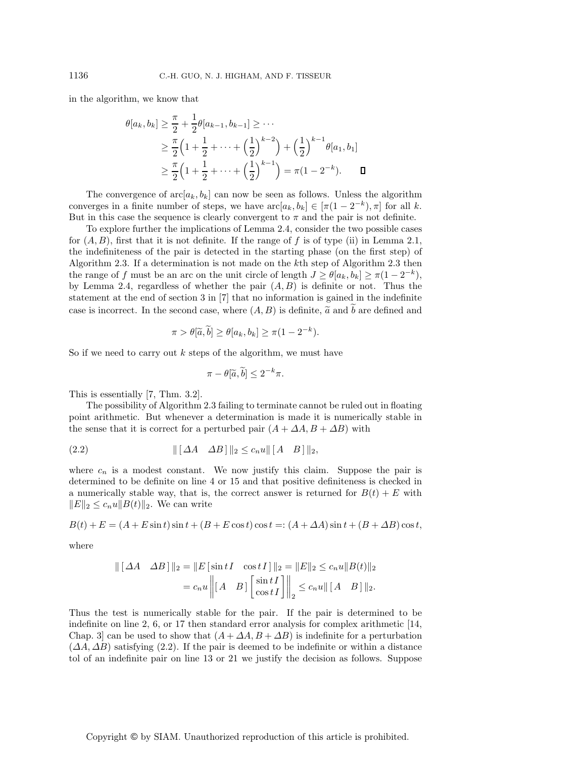in the algorithm, we know that

$$
\begin{aligned}
\theta[a_k, b_k] &\geq \frac{\pi}{2} + \frac{1}{2}\theta[a_{k-1}, b_{k-1}] \geq \cdots \\
&\geq \frac{\pi}{2}\Big(1 + \frac{1}{2} + \cdots + \Big(\frac{1}{2}\Big)^{k-2}\Big) + \Big(\frac{1}{2}\Big)^{k-1}\theta[a_1, b_1] \\
&\geq \frac{\pi}{2}\Big(1 + \frac{1}{2} + \cdots + \Big(\frac{1}{2}\Big)^{k-1}\Big) = \pi(1 - 2^{-k}). \qquad \square
\end{aligned}
$$

The convergence of $\mathrm{arc}[a_k, b_k]$ can now be seen as follows. Unless the algorithm converges in a finite number of steps, we have $\mathrm{arc}[a_k, b_k] \in [\pi(1-2^{-k}), \pi]$ for all $k$. But in this case the sequence is clearly convergent to $\pi$ and the pair is not definite.

To explore further the implications of Lemma 2.4, consider the two possible cases for $(A, B)$, first that it is not definite. If the range of $f$ is of type (ii) in Lemma 2.1, the indefiniteness of the pair is detected in the starting phase (on the first step) of Algorithm 2.3. If a determination is not made on the $k$th step of Algorithm 2.3 then the range of $f$ must be an arc on the unit circle of length $J \geq \theta[a_k, b_k] \geq \pi(1 - 2^{-k})$, by Lemma 2.4, regardless of whether the pair $(A, B)$ is definite or not. Thus the statement at the end of section 3 in [7] that no information is gained in the indefinite case is incorrect. In the second case, where $(A, B)$ is definite, $\widetilde{a}$ and $\widetilde{b}$ are defined and

$$
\pi > \theta[\widetilde{a}, \widetilde{b}] \geq \theta[a_k, b_k] \geq \pi(1 - 2^{-k}).
$$

So if we need to carry out $k$ steps of the algorithm, we must have

$$
\pi - \theta[\widetilde{a}, \widetilde{b}] \leq 2^{-k}\pi.
$$

This is essentially [7, Thm. 3.2].

The possibility of Algorithm 2.3 failing to terminate cannot be ruled out in floating point arithmetic. But whenever a determination is made it is numerically stable in the sense that it is correct for a perturbed pair $(A + \Delta A, B + \Delta B)$ with

$$
\| [\, \Delta A \quad \Delta B \,] \|_2 \leq c_n u \| [\, A \quad B \,] \|_2, \tag{2.2}
$$

where $c_n$ is a modest constant. We now justify this claim. Suppose the pair is determined to be definite on line 4 or 15 and that positive definiteness is checked in a numerically stable way, that is, the correct answer is returned for $B(t) + E$ with $\|E\|_2 \leq c_n u \|B(t)\|_2$. We can write

$$
B(t) + E = (A + E \sin t)\sin t + (B + E\cos t)\cos t =: (A + \Delta A)\sin t + (B + \Delta B)\cos t,
$$

where

$$
\begin{aligned}
\| [\, \Delta A \quad \Delta B \,] \|_2 = \|E\, [\, \sin t I \quad \cos t I \,] \|_2 &= \|E\|_2 \leq c_n u \|B(t)\|_2 \\
&= c_n u \left\| [\, A \quad B \,] \begin{bmatrix} \sin t I \\ \cos t I \end{bmatrix} \right\|_2 \leq c_n u \| [\, A \quad B \,] \|_2.
\end{aligned}
$$

Thus the test is numerically stable for the pair. If the pair is determined to be indefinite on line 2, 6, or 17 then standard error analysis for complex arithmetic [14, Chap. 3] can be used to show that $(A + \Delta A, B + \Delta B)$ is indefinite for a perturbation $(\Delta A, \Delta B)$ satisfying (2.2). If the pair is deemed to be indefinite or within a distance tol of an indefinite pair on line 13 or 21 we justify the decision as follows. Suppose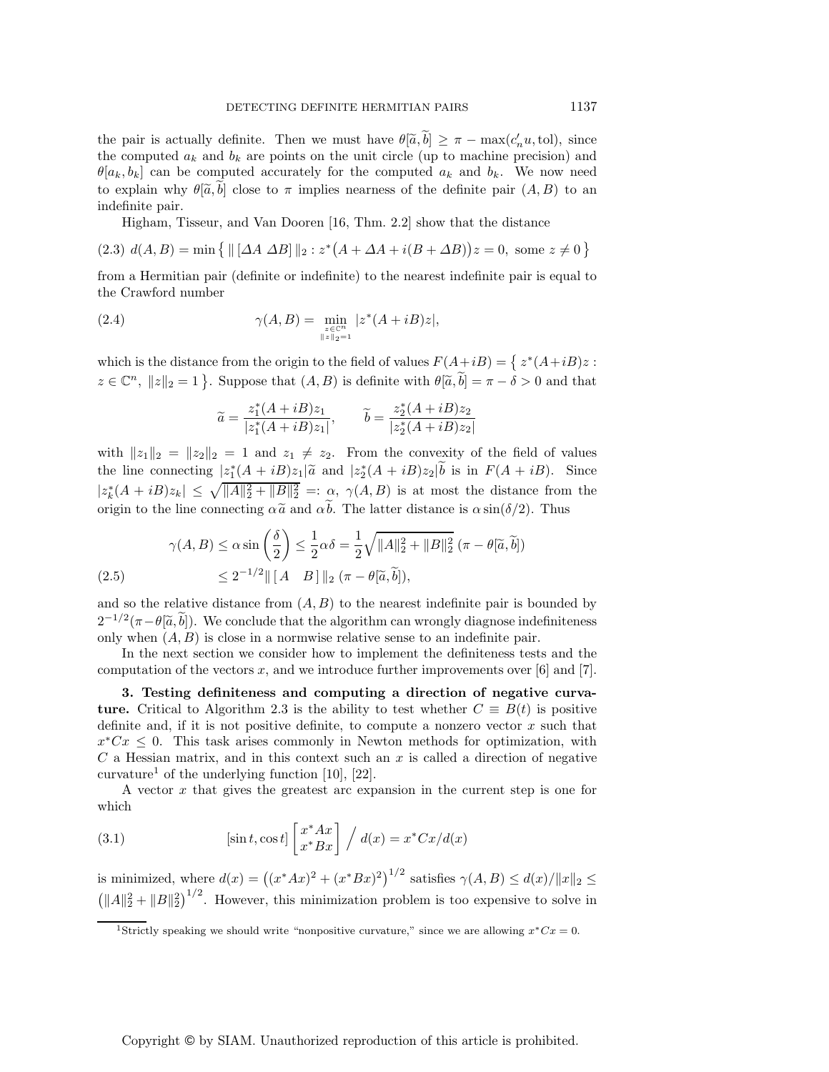the pair is actually definite. Then we must have $\theta[\widetilde{a}, \widetilde{b}] \geq \pi - \max(c_n' u, \text{tol})$, since the computed $a_k$ and $b_k$ are points on the unit circle (up to machine precision) and $\theta[a_k, b_k]$ can be computed accurately for the computed $a_k$ and $b_k$. We now need to explain why $\theta[\widetilde{a}, \widetilde{b}]$ close to $\pi$ implies nearness of the definite pair $(A, B)$ to an indefinite pair.

Higham, Tisseur, and Van Dooren [16, Thm. 2.2] show that the distance

$$d(A,B) = \min \left\{ \| [\Delta A \ \Delta B] \|_2 : z^*\big(A + \Delta A + i(B + \Delta B)\big)z = 0, \text{ some } z \neq 0 \right\} \tag{2.3}$$

from a Hermitian pair (definite or indefinite) to the nearest indefinite pair is equal to the Crawford number

$$\gamma(A,B) = \min_{\substack{z \in \mathbb{C}^n \\ \|z\|_2 = 1}} |z^*(A + iB)z|, \tag{2.4}$$

which is the distance from the origin to the field of values $F(A+iB) = \left\{ z^*(A+iB)z : z \in \mathbb{C}^n, \ \|z\|_2 = 1 \right\}$. Suppose that $(A, B)$ is definite with $\theta[\widetilde{a}, \widetilde{b}] = \pi - \delta > 0$ and that

$$\widetilde{a} = \frac{z_1^*(A + iB)z_1}{|z_1^*(A+iB)z_1|}, \qquad \widetilde{b} = \frac{z_2^*(A+iB)z_2}{|z_2^*(A+iB)z_2|}$$

with $\|z_1\|_2 = \|z_2\|_2 = 1$ and $z_1 \neq z_2$. From the convexity of the field of values the line connecting $|z_1^*(A+iB)z_1|\widetilde{a}$ and $|z_2^*(A+iB)z_2|\widetilde{b}$ is in $F(A+iB)$. Since $|z_k^*(A+iB)z_k| \leq \sqrt{\|A\|_2^2 + \|B\|_2^2} =: \alpha$, $\gamma(A,B)$ is at most the distance from the origin to the line connecting $\alpha\widetilde{a}$ and $\alpha\widetilde{b}$. The latter distance is $\alpha \sin(\delta/2)$. Thus

$$\begin{aligned}
\gamma(A,B) &\leq \alpha \sin\left(\frac{\delta}{2}\right) \leq \frac{1}{2}\alpha\delta = \frac{1}{2}\sqrt{\|A\|_2^2 + \|B\|_2^2}\,(\pi - \theta[\widetilde{a}, \widetilde{b}]) \\
&\leq 2^{-1/2} \| [\,A \quad B\,] \|_2 \, (\pi - \theta[\widetilde{a}, \widetilde{b}]),
\end{aligned} \tag{2.5}$$

and so the relative distance from $(A, B)$ to the nearest indefinite pair is bounded by $2^{-1/2}(\pi - \theta[\widetilde{a}, \widetilde{b}])$. We conclude that the algorithm can wrongly diagnose indefiniteness only when $(A, B)$ is close in a normwise relative sense to an indefinite pair.

In the next section we consider how to implement the definiteness tests and the computation of the vectors $x$, and we introduce further improvements over [6] and [7].

## 3. Testing definiteness and computing a direction of negative curvature.

Critical to Algorithm 2.3 is the ability to test whether $C \equiv B(t)$ is positive definite and, if it is not positive definite, to compute a nonzero vector $x$ such that $x^*Cx \leq 0$. This task arises commonly in Newton methods for optimization, with $C$ a Hessian matrix, and in this context such an $x$ is called a direction of negative curvature[1] of the underlying function [10], [22].

A vector $x$ that gives the greatest arc expansion in the current step is one for which

$$[\sin t, \cos t] \begin{bmatrix} x^*Ax \\ x^*Bx \end{bmatrix} \Big/ \ d(x) = x^*Cx/d(x) \tag{3.1}$$

is minimized, where $d(x) = \big((x^*Ax)^2 + (x^*Bx)^2\big)^{1/2}$ satisfies $\gamma(A,B) \leq d(x)/\|x\|_2 \leq \big(\|A\|_2^2 + \|B\|_2^2\big)^{1/2}$. However, this minimization problem is too expensive to solve in

[1] Strictly speaking we should write "nonpositive curvature," since we are allowing $x^*Cx = 0$.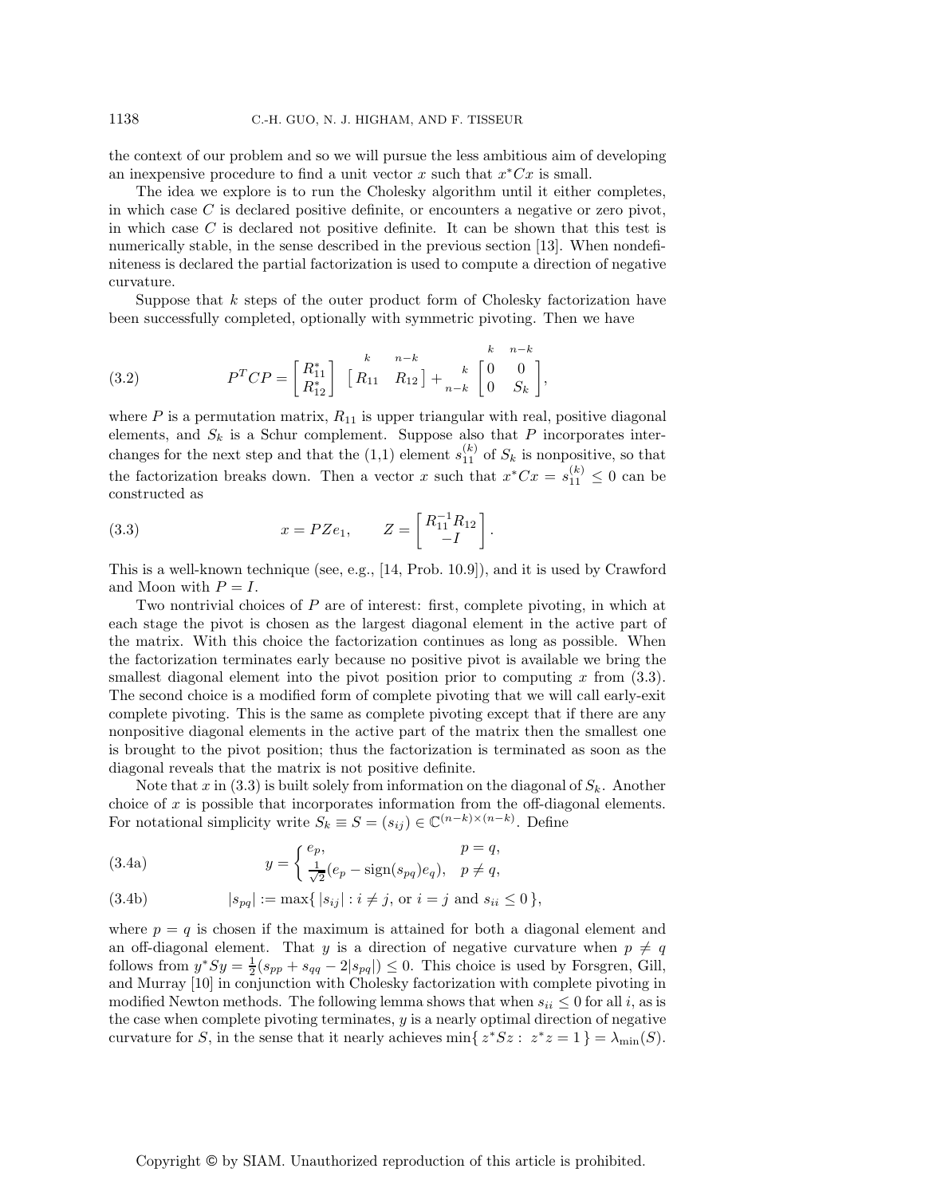the context of our problem and so we will pursue the less ambitious aim of developing an inexpensive procedure to find a unit vector $x$ such that $x^*Cx$ is small.

The idea we explore is to run the Cholesky algorithm until it either completes, in which case $C$ is declared positive definite, or encounters a negative or zero pivot, in which case $C$ is declared not positive definite. It can be shown that this test is numerically stable, in the sense described in the previous section [13]. When nondefiniteness is declared the partial factorization is used to compute a direction of negative curvature.

Suppose that $k$ steps of the outer product form of Cholesky factorization have been successfully completed, optionally with symmetric pivoting. Then we have

$$P^TCP = \begin{bmatrix} R_{11}^* \\ R_{12}^* \end{bmatrix} \overset{\quad k \qquad n-k}{\begin{bmatrix} R_{11} & R_{12} \end{bmatrix}} + \begin{matrix} k \\ n-k \end{matrix} \overset{k \quad n-k}{\begin{bmatrix} 0 & 0 \\ 0 & S_k \end{bmatrix}}, \tag{3.2}$$

where $P$ is a permutation matrix, $R_{11}$ is upper triangular with real, positive diagonal elements, and $S_k$ is a Schur complement. Suppose also that $P$ incorporates interchanges for the next step and that the (1,1) element $s_{11}^{(k)}$ of $S_k$ is nonpositive, so that the factorization breaks down. Then a vector $x$ such that $x^*Cx = s_{11}^{(k)} \le 0$ can be constructed as

$$x = PZe_1, \qquad Z = \begin{bmatrix} R_{11}^{-1}R_{12} \\ -I \end{bmatrix}. \tag{3.3}$$

This is a well-known technique (see, e.g., [14, Prob. 10.9]), and it is used by Crawford and Moon with $P = I$.

Two nontrivial choices of $P$ are of interest: first, complete pivoting, in which at each stage the pivot is chosen as the largest diagonal element in the active part of the matrix. With this choice the factorization continues as long as possible. When the factorization terminates early because no positive pivot is available we bring the smallest diagonal element into the pivot position prior to computing $x$ from (3.3). The second choice is a modified form of complete pivoting that we will call early-exit complete pivoting. This is the same as complete pivoting except that if there are any nonpositive diagonal elements in the active part of the matrix then the smallest one is brought to the pivot position; thus the factorization is terminated as soon as the diagonal reveals that the matrix is not positive definite.

Note that $x$ in (3.3) is built solely from information on the diagonal of $S_k$. Another choice of $x$ is possible that incorporates information from the off-diagonal elements. For notational simplicity write $S_k \equiv S = (s_{ij}) \in \mathbb{C}^{(n-k)\times(n-k)}$. Define

$$y = \begin{cases} e_p, & p = q, \\ \frac{1}{\sqrt{2}}(e_p - \operatorname{sign}(s_{pq})e_q), & p \ne q, \end{cases} \tag{3.4a}$$

$$|s_{pq}| := \max\{\, |s_{ij}| : i \ne j, \text{ or } i = j \text{ and } s_{ii} \le 0 \,\}, \tag{3.4b}$$

where $p = q$ is chosen if the maximum is attained for both a diagonal element and an off-diagonal element. That $y$ is a direction of negative curvature when $p \ne q$ follows from $y^*Sy = \frac{1}{2}(s_{pp} + s_{qq} - 2|s_{pq}|) \le 0$. This choice is used by Forsgren, Gill, and Murray [10] in conjunction with Cholesky factorization with complete pivoting in modified Newton methods. The following lemma shows that when $s_{ii} \le 0$ for all $i$, as is the case when complete pivoting terminates, $y$ is a nearly optimal direction of negative curvature for $S$, in the sense that it nearly achieves $\min\{\, z^*Sz : \ z^*z = 1 \,\} = \lambda_{\min}(S)$.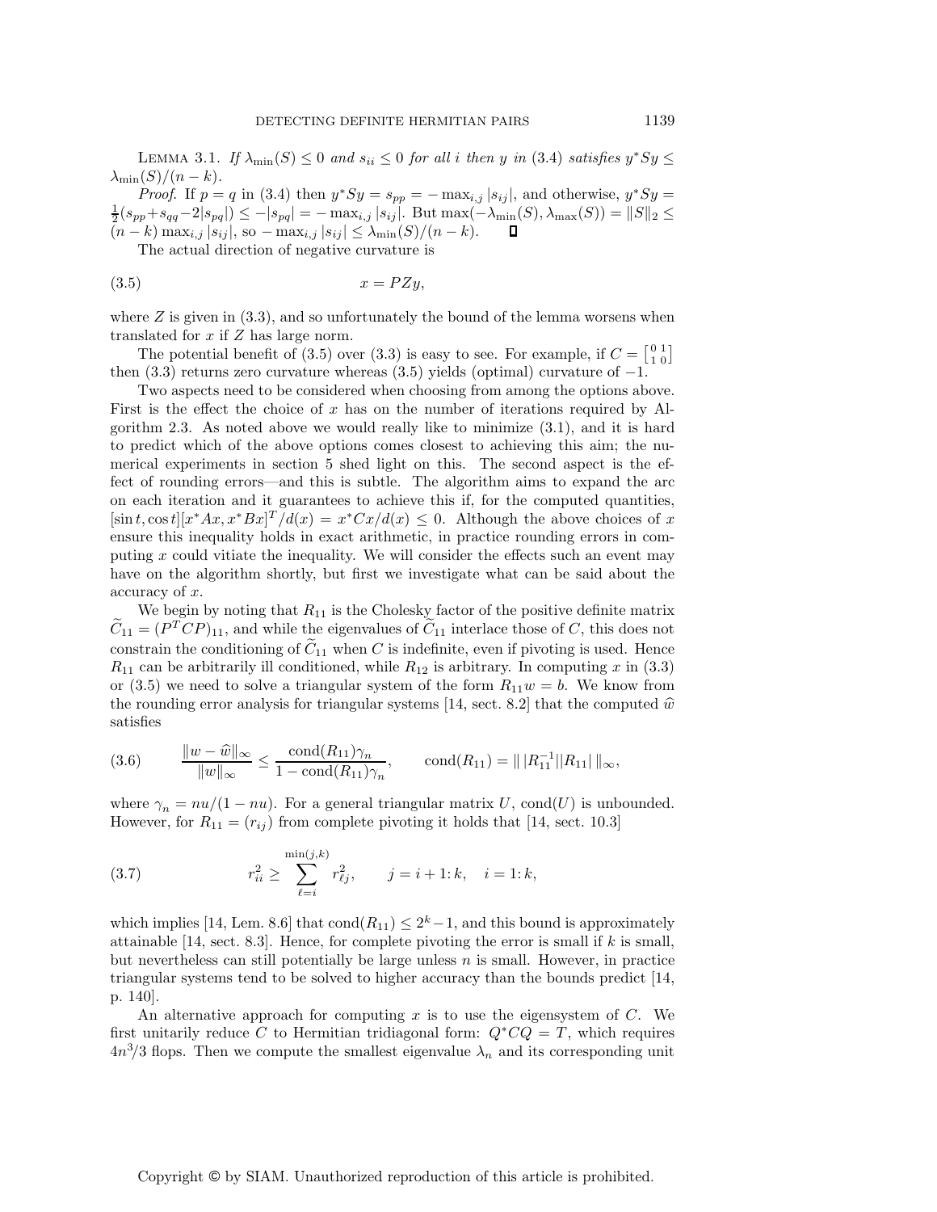LEMMA 3.1. *If $\lambda_{\min}(S) \le 0$ and $s_{ii} \le 0$ for all $i$ then $y$ in (3.4) satisfies $y^*Sy \le \lambda_{\min}(S)/(n-k)$.*

*Proof.* If $p = q$ in (3.4) then $y^*Sy = s_{pp} = -\max_{i,j}|s_{ij}|$, and otherwise, $y^*Sy = \frac{1}{2}(s_{pp}+s_{qq}-2|s_{pq}|) \le -|s_{pq}| = -\max_{i,j}|s_{ij}|$. But $\max(-\lambda_{\min}(S), \lambda_{\max}(S)) = \|S\|_2 \le (n-k)\max_{i,j}|s_{ij}|$, so $-\max_{i,j}|s_{ij}| \le \lambda_{\min}(S)/(n-k)$. ∎

The actual direction of negative curvature is

$$x = PZy, \tag{3.5}$$

where $Z$ is given in (3.3), and so unfortunately the bound of the lemma worsens when translated for $x$ if $Z$ has large norm.

The potential benefit of (3.5) over (3.3) is easy to see. For example, if $C = \left[\begin{smallmatrix} 0 & 1 \\ 1 & 0 \end{smallmatrix}\right]$ then (3.3) returns zero curvature whereas (3.5) yields (optimal) curvature of $-1$.

Two aspects need to be considered when choosing from among the options above. First is the effect the choice of $x$ has on the number of iterations required by Algorithm 2.3. As noted above we would really like to minimize (3.1), and it is hard to predict which of the above options comes closest to achieving this aim; the numerical experiments in section 5 shed light on this. The second aspect is the effect of rounding errors—and this is subtle. The algorithm aims to expand the arc on each iteration and it guarantees to achieve this if, for the computed quantities, $[\sin t, \cos t][x^*Ax, x^*Bx]^T/d(x) = x^*Cx/d(x) \le 0$. Although the above choices of $x$ ensure this inequality holds in exact arithmetic, in practice rounding errors in computing $x$ could vitiate the inequality. We will consider the effects such an event may have on the algorithm shortly, but first we investigate what can be said about the accuracy of $x$.

We begin by noting that $R_{11}$ is the Cholesky factor of the positive definite matrix $\widetilde{C}_{11} = (P^TCP)_{11}$, and while the eigenvalues of $\widetilde{C}_{11}$ interlace those of $C$, this does not constrain the conditioning of $\widetilde{C}_{11}$ when $C$ is indefinite, even if pivoting is used. Hence $R_{11}$ can be arbitrarily ill conditioned, while $R_{12}$ is arbitrary. In computing $x$ in (3.3) or (3.5) we need to solve a triangular system of the form $R_{11}w = b$. We know from the rounding error analysis for triangular systems [14, sect. 8.2] that the computed $\widehat{w}$ satisfies

$$\frac{\|w - \widehat{w}\|_\infty}{\|w\|_\infty} \le \frac{\operatorname{cond}(R_{11})\gamma_n}{1 - \operatorname{cond}(R_{11})\gamma_n}, \qquad \operatorname{cond}(R_{11}) = \|\,|R_{11}^{-1}||R_{11}|\,\|_\infty, \tag{3.6}$$

where $\gamma_n = nu/(1-nu)$. For a general triangular matrix $U$, $\operatorname{cond}(U)$ is unbounded. However, for $R_{11} = (r_{ij})$ from complete pivoting it holds that [14, sect. 10.3]

$$r_{ii}^2 \ge \sum_{\ell=i}^{\min(j,k)} r_{\ell j}^2, \qquad j = i+1\colon k, \quad i = 1\colon k, \tag{3.7}$$

which implies [14, Lem. 8.6] that $\operatorname{cond}(R_{11}) \le 2^k - 1$, and this bound is approximately attainable [14, sect. 8.3]. Hence, for complete pivoting the error is small if $k$ is small, but nevertheless can still potentially be large unless $n$ is small. However, in practice triangular systems tend to be solved to higher accuracy than the bounds predict [14, p. 140].

An alternative approach for computing $x$ is to use the eigensystem of $C$. We first unitarily reduce $C$ to Hermitian tridiagonal form: $Q^*CQ = T$, which requires $4n^3/3$ flops. Then we compute the smallest eigenvalue $\lambda_n$ and its corresponding unit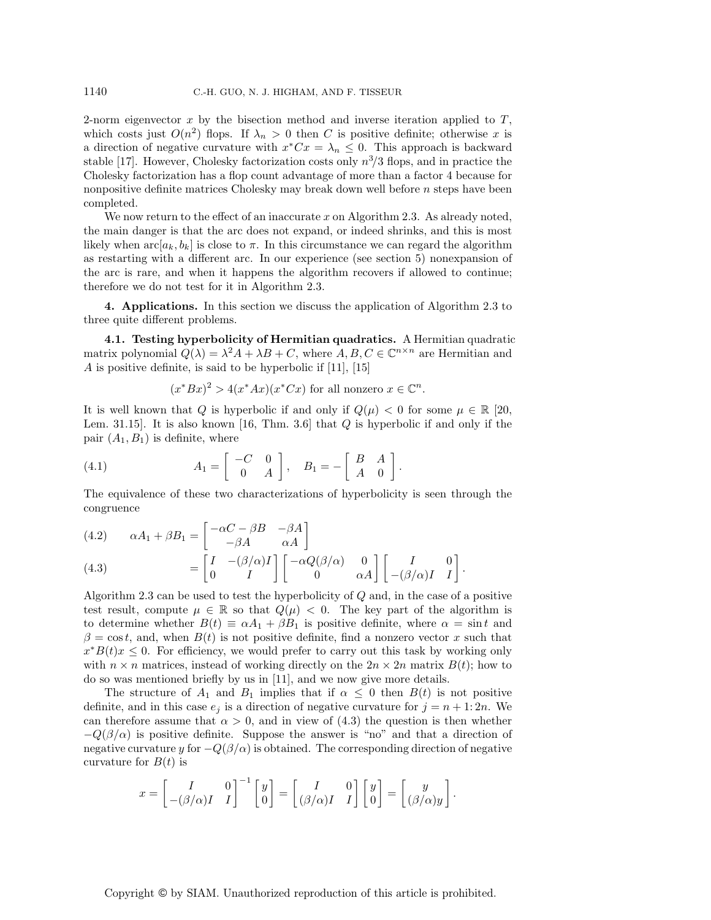2-norm eigenvector $x$ by the bisection method and inverse iteration applied to $T$, which costs just $O(n^2)$ flops. If $\lambda_n > 0$ then $C$ is positive definite; otherwise $x$ is a direction of negative curvature with $x^*Cx = \lambda_n \le 0$. This approach is backward stable [17]. However, Cholesky factorization costs only $n^3/3$ flops, and in practice the Cholesky factorization has a flop count advantage of more than a factor 4 because for nonpositive definite matrices Cholesky may break down well before $n$ steps have been completed.

We now return to the effect of an inaccurate $x$ on Algorithm 2.3. As already noted, the main danger is that the arc does not expand, or indeed shrinks, and this is most likely when $\mathrm{arc}[a_k, b_k]$ is close to $\pi$. In this circumstance we can regard the algorithm as restarting with a different arc. In our experience (see section 5) nonexpansion of the arc is rare, and when it happens the algorithm recovers if allowed to continue; therefore we do not test for it in Algorithm 2.3.

## 4. Applications.

In this section we discuss the application of Algorithm 2.3 to three quite different problems.

### 4.1. Testing hyperbolicity of Hermitian quadratics.

A Hermitian quadratic matrix polynomial $Q(\lambda) = \lambda^2 A + \lambda B + C$, where $A, B, C \in \mathbb{C}^{n\times n}$ are Hermitian and $A$ is positive definite, is said to be hyperbolic if [11], [15]

$$(x^*Bx)^2 > 4(x^*Ax)(x^*Cx) \text{ for all nonzero } x \in \mathbb{C}^n.$$

It is well known that $Q$ is hyperbolic if and only if $Q(\mu) < 0$ for some $\mu \in \mathbb{R}$ [20, Lem. 31.15]. It is also known [16, Thm. 3.6] that $Q$ is hyperbolic if and only if the pair $(A_1, B_1)$ is definite, where

$$A_1 = \begin{bmatrix} -C & 0 \\ 0 & A \end{bmatrix}, \quad B_1 = -\begin{bmatrix} B & A \\ A & 0 \end{bmatrix}. \tag{4.1}$$

The equivalence of these two characterizations of hyperbolicity is seen through the congruence

$$\alpha A_1 + \beta B_1 = \begin{bmatrix} -\alpha C - \beta B & -\beta A \\ -\beta A & \alpha A \end{bmatrix} \tag{4.2}$$

$$= \begin{bmatrix} I & -(\beta/\alpha)I \\ 0 & I \end{bmatrix} \begin{bmatrix} -\alpha Q(\beta/\alpha) & 0 \\ 0 & \alpha A \end{bmatrix} \begin{bmatrix} I & 0 \\ -(\beta/\alpha)I & I \end{bmatrix}. \tag{4.3}$$

Algorithm 2.3 can be used to test the hyperbolicity of $Q$ and, in the case of a positive test result, compute $\mu \in \mathbb{R}$ so that $Q(\mu) < 0$. The key part of the algorithm is to determine whether $B(t) \equiv \alpha A_1 + \beta B_1$ is positive definite, where $\alpha = \sin t$ and $\beta = \cos t$, and, when $B(t)$ is not positive definite, find a nonzero vector $x$ such that $x^*B(t)x \le 0$. For efficiency, we would prefer to carry out this task by working only with $n \times n$ matrices, instead of working directly on the $2n \times 2n$ matrix $B(t)$; how to do so was mentioned briefly by us in [11], and we now give more details.

The structure of $A_1$ and $B_1$ implies that if $\alpha \le 0$ then $B(t)$ is not positive definite, and in this case $e_j$ is a direction of negative curvature for $j = n+1\colon 2n$. We can therefore assume that $\alpha > 0$, and in view of (4.3) the question is then whether $-Q(\beta/\alpha)$ is positive definite. Suppose the answer is "no" and that a direction of negative curvature $y$ for $-Q(\beta/\alpha)$ is obtained. The corresponding direction of negative curvature for $B(t)$ is

$$x = \begin{bmatrix} I & 0 \\ -(\beta/\alpha)I & I \end{bmatrix}^{-1} \begin{bmatrix} y \\ 0 \end{bmatrix} = \begin{bmatrix} I & 0 \\ (\beta/\alpha)I & I \end{bmatrix} \begin{bmatrix} y \\ 0 \end{bmatrix} = \begin{bmatrix} y \\ (\beta/\alpha)y \end{bmatrix}.$$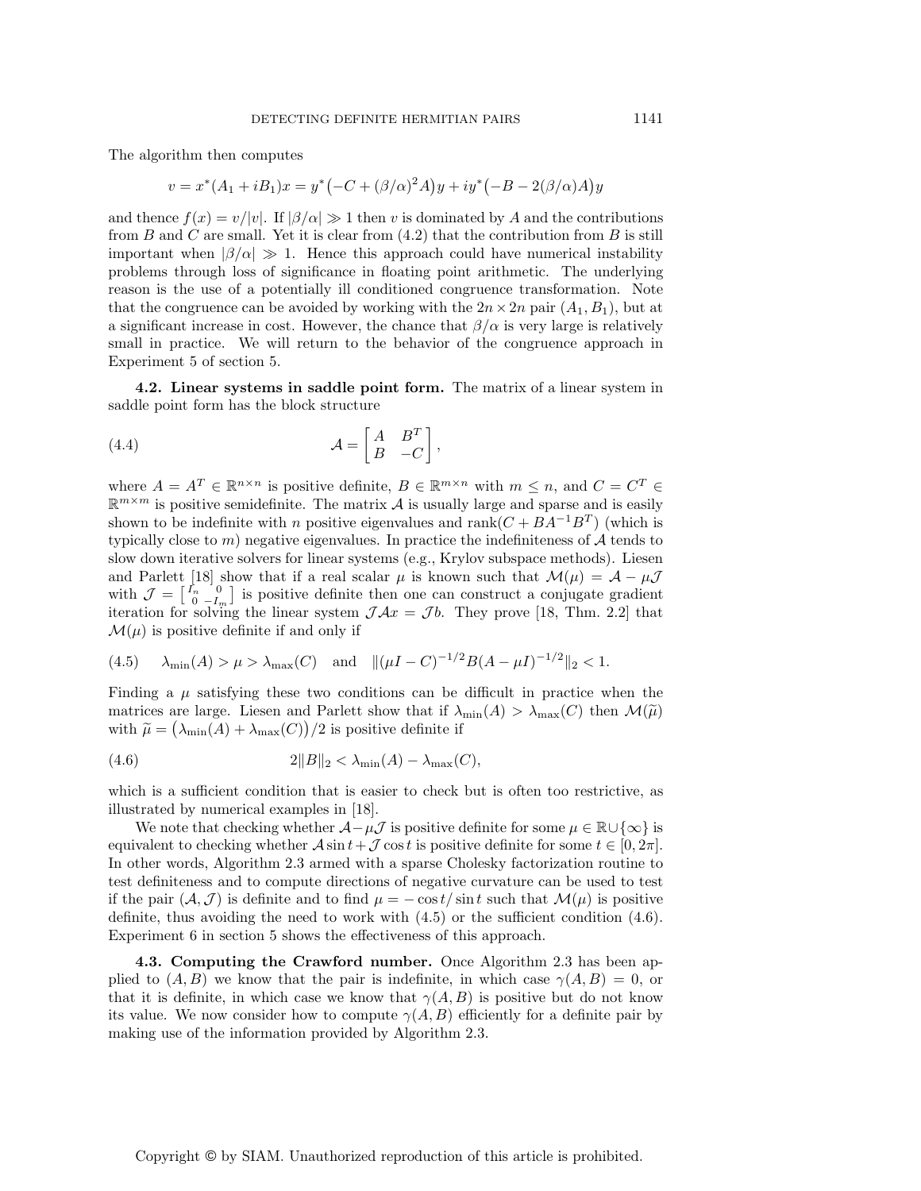The algorithm then computes

$$v = x^*(A_1 + iB_1)x = y^*\big(-C + (\beta/\alpha)^2 A\big)y + iy^*\big(-B - 2(\beta/\alpha)A\big)y$$

and thence $f(x) = v/|v|$. If $|\beta/\alpha| \gg 1$ then $v$ is dominated by $A$ and the contributions from $B$ and $C$ are small. Yet it is clear from (4.2) that the contribution from $B$ is still important when $|\beta/\alpha| \gg 1$. Hence this approach could have numerical instability problems through loss of significance in floating point arithmetic. The underlying reason is the use of a potentially ill conditioned congruence transformation. Note that the congruence can be avoided by working with the $2n \times 2n$ pair $(A_1, B_1)$, but at a significant increase in cost. However, the chance that $\beta/\alpha$ is very large is relatively small in practice. We will return to the behavior of the congruence approach in Experiment 5 of section 5.

### 4.2. Linear systems in saddle point form.

The matrix of a linear system in saddle point form has the block structure

$$\mathcal{A} = \begin{bmatrix} A & B^T \\ B & -C \end{bmatrix}, \tag{4.4}$$

where $A = A^T \in \mathbb{R}^{n\times n}$ is positive definite, $B \in \mathbb{R}^{m\times n}$ with $m \le n$, and $C = C^T \in \mathbb{R}^{m\times m}$ is positive semidefinite. The matrix $\mathcal{A}$ is usually large and sparse and is easily shown to be indefinite with $n$ positive eigenvalues and $\operatorname{rank}(C + BA^{-1}B^T)$ (which is typically close to $m$) negative eigenvalues. In practice the indefiniteness of $\mathcal{A}$ tends to slow down iterative solvers for linear systems (e.g., Krylov subspace methods). Liesen and Parlett [18] show that if a real scalar $\mu$ is known such that $\mathcal{M}(\mu) = \mathcal{A} - \mu\mathcal{J}$ with $\mathcal{J} = \left[\begin{smallmatrix} I_n & 0 \\ 0 & -I_m \end{smallmatrix}\right]$ is positive definite then one can construct a conjugate gradient iteration for solving the linear system $\mathcal{J}\mathcal{A}x = \mathcal{J}b$. They prove [18, Thm. 2.2] that $\mathcal{M}(\mu)$ is positive definite if and only if

$$\lambda_{\min}(A) > \mu > \lambda_{\max}(C) \quad \text{and} \quad \|(\mu I - C)^{-1/2} B (A - \mu I)^{-1/2}\|_2 < 1. \tag{4.5}$$

Finding a $\mu$ satisfying these two conditions can be difficult in practice when the matrices are large. Liesen and Parlett show that if $\lambda_{\min}(A) > \lambda_{\max}(C)$ then $\mathcal{M}(\widetilde{\mu})$ with $\widetilde{\mu} = \big(\lambda_{\min}(A) + \lambda_{\max}(C)\big)/2$ is positive definite if

$$2\|B\|_2 < \lambda_{\min}(A) - \lambda_{\max}(C), \tag{4.6}$$

which is a sufficient condition that is easier to check but is often too restrictive, as illustrated by numerical examples in [18].

We note that checking whether $\mathcal{A} - \mu\mathcal{J}$ is positive definite for some $\mu \in \mathbb{R} \cup \{\infty\}$ is equivalent to checking whether $\mathcal{A}\sin t + \mathcal{J}\cos t$ is positive definite for some $t \in [0, 2\pi]$. In other words, Algorithm 2.3 armed with a sparse Cholesky factorization routine to test definiteness and to compute directions of negative curvature can be used to test if the pair $(\mathcal{A}, \mathcal{J})$ is definite and to find $\mu = -\cos t/\sin t$ such that $\mathcal{M}(\mu)$ is positive definite, thus avoiding the need to work with (4.5) or the sufficient condition (4.6). Experiment 6 in section 5 shows the effectiveness of this approach.

### 4.3. Computing the Crawford number.

Once Algorithm 2.3 has been applied to $(A, B)$ we know that the pair is indefinite, in which case $\gamma(A, B) = 0$, or that it is definite, in which case we know that $\gamma(A, B)$ is positive but do not know its value. We now consider how to compute $\gamma(A, B)$ efficiently for a definite pair by making use of the information provided by Algorithm 2.3.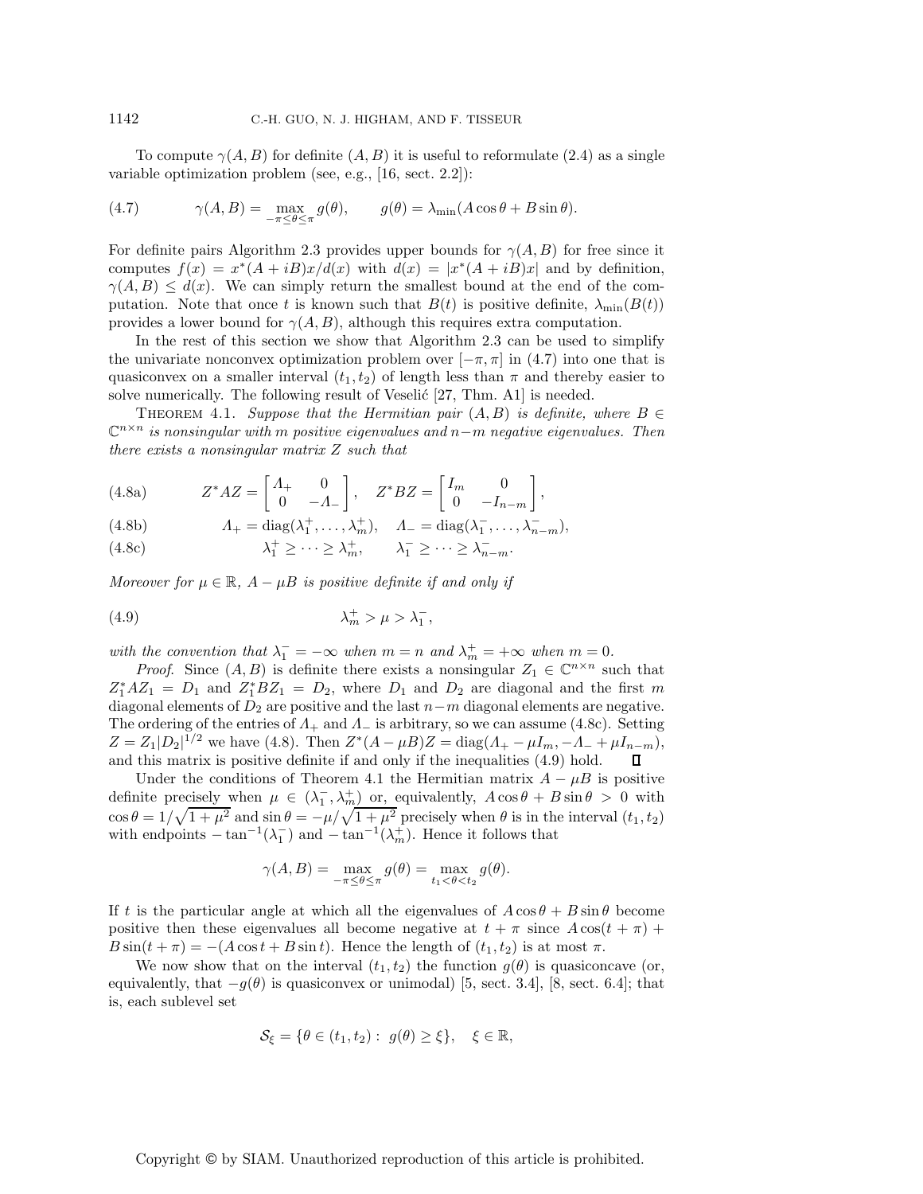To compute $\gamma(A, B)$ for definite $(A, B)$ it is useful to reformulate (2.4) as a single variable optimization problem (see, e.g., [16, sect. 2.2]):

$$\gamma(A, B) = \max_{-\pi \le \theta \le \pi} g(\theta), \qquad g(\theta) = \lambda_{\min}(A\cos\theta + B\sin\theta). \tag{4.7}$$

For definite pairs Algorithm 2.3 provides upper bounds for $\gamma(A, B)$ for free since it computes $f(x) = x^*(A + iB)x/d(x)$ with $d(x) = |x^*(A + iB)x|$ and by definition, $\gamma(A, B) \le d(x)$. We can simply return the smallest bound at the end of the computation. Note that once $t$ is known such that $B(t)$ is positive definite, $\lambda_{\min}(B(t))$ provides a lower bound for $\gamma(A, B)$, although this requires extra computation.

In the rest of this section we show that Algorithm 2.3 can be used to simplify the univariate nonconvex optimization problem over $[-\pi, \pi]$ in (4.7) into one that is quasiconvex on a smaller interval $(t_1, t_2)$ of length less than $\pi$ and thereby easier to solve numerically. The following result of Veselić [27, Thm. A1] is needed.

Theorem 4.1. *Suppose that the Hermitian pair $(A, B)$ is definite, where $B \in \mathbb{C}^{n\times n}$ is nonsingular with $m$ positive eigenvalues and $n-m$ negative eigenvalues. Then there exists a nonsingular matrix $Z$ such that*

$$Z^*AZ = \begin{bmatrix} \Lambda_+ & 0 \\ 0 & -\Lambda_- \end{bmatrix}, \quad Z^*BZ = \begin{bmatrix} I_m & 0 \\ 0 & -I_{n-m} \end{bmatrix}, \tag{4.8a}$$

$$\Lambda_+ = \operatorname{diag}(\lambda_1^+, \dots, \lambda_m^+), \quad \Lambda_- = \operatorname{diag}(\lambda_1^-, \dots, \lambda_{n-m}^-), \tag{4.8b}$$

$$\lambda_1^+ \ge \cdots \ge \lambda_m^+, \qquad \lambda_1^- \ge \cdots \ge \lambda_{n-m}^-. \tag{4.8c}$$

*Moreover for $\mu \in \mathbb{R}$, $A - \mu B$ is positive definite if and only if*

$$\lambda_m^+ > \mu > \lambda_1^-, \tag{4.9}$$

*with the convention that $\lambda_1^- = -\infty$ when $m = n$ and $\lambda_m^+ = +\infty$ when $m = 0$.*

*Proof*. Since $(A, B)$ is definite there exists a nonsingular $Z_1 \in \mathbb{C}^{n\times n}$ such that $Z_1^*AZ_1 = D_1$ and $Z_1^*BZ_1 = D_2$, where $D_1$ and $D_2$ are diagonal and the first $m$ diagonal elements of $D_2$ are positive and the last $n-m$ diagonal elements are negative. The ordering of the entries of $\Lambda_+$ and $\Lambda_-$ is arbitrary, so we can assume (4.8c). Setting $Z = Z_1|D_2|^{1/2}$ we have (4.8). Then $Z^*(A - \mu B)Z = \operatorname{diag}(\Lambda_+ - \mu I_m, -\Lambda_- + \mu I_{n-m})$, and this matrix is positive definite if and only if the inequalities (4.9) hold. ∎

Under the conditions of Theorem 4.1 the Hermitian matrix $A - \mu B$ is positive definite precisely when $\mu \in (\lambda_1^-, \lambda_m^+)$ or, equivalently, $A\cos\theta + B\sin\theta > 0$ with $\cos\theta = 1/\sqrt{1+\mu^2}$ and $\sin\theta = -\mu/\sqrt{1+\mu^2}$ precisely when $\theta$ is in the interval $(t_1, t_2)$ with endpoints $-\tan^{-1}(\lambda_1^-)$ and $-\tan^{-1}(\lambda_m^+)$. Hence it follows that

$$\gamma(A, B) = \max_{-\pi \le \theta \le \pi} g(\theta) = \max_{t_1 < \theta < t_2} g(\theta).$$

If $t$ is the particular angle at which all the eigenvalues of $A\cos\theta + B\sin\theta$ become positive then these eigenvalues all become negative at $t + \pi$ since $A\cos(t+\pi) + B\sin(t+\pi) = -(A\cos t + B\sin t)$. Hence the length of $(t_1, t_2)$ is at most $\pi$.

We now show that on the interval $(t_1, t_2)$ the function $g(\theta)$ is quasiconcave (or, equivalently, that $-g(\theta)$ is quasiconvex or unimodal) [5, sect. 3.4], [8, sect. 6.4]; that is, each sublevel set

$$\mathcal{S}_\xi = \{\theta \in (t_1, t_2) : \; g(\theta) \ge \xi\}, \quad \xi \in \mathbb{R},$$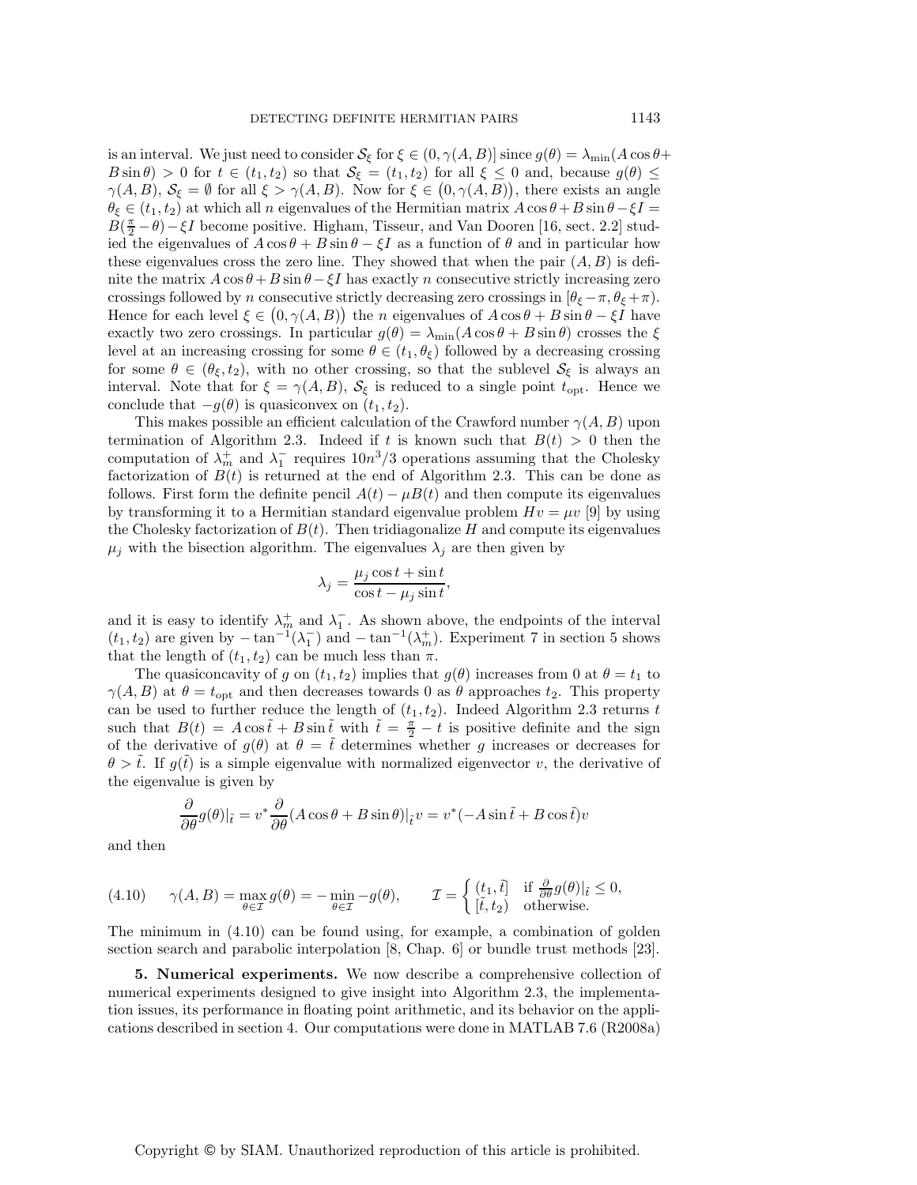is an interval. We just need to consider $\mathcal{S}_\xi$ for $\xi \in (0, \gamma(A,B)]$ since $g(\theta) = \lambda_{\min}(A\cos\theta + B\sin\theta) > 0$ for $t \in (t_1, t_2)$ so that $\mathcal{S}_\xi = (t_1, t_2)$ for all $\xi \le 0$ and, because $g(\theta) \le \gamma(A,B)$, $\mathcal{S}_\xi = \emptyset$ for all $\xi > \gamma(A,B)$. Now for $\xi \in \big(0, \gamma(A,B)\big)$, there exists an angle $\theta_\xi \in (t_1, t_2)$ at which all $n$ eigenvalues of the Hermitian matrix $A\cos\theta + B\sin\theta - \xi I = B(\frac{\pi}{2} - \theta) - \xi I$ become positive. Higham, Tisseur, and Van Dooren [16, sect. 2.2] studied the eigenvalues of $A\cos\theta + B\sin\theta - \xi I$ as a function of $\theta$ and in particular how these eigenvalues cross the zero line. They showed that when the pair $(A,B)$ is definite the matrix $A\cos\theta + B\sin\theta - \xi I$ has exactly $n$ consecutive strictly increasing zero crossings followed by $n$ consecutive strictly decreasing zero crossings in $[\theta_\xi - \pi, \theta_\xi + \pi)$. Hence for each level $\xi \in \big(0, \gamma(A,B)\big)$ the $n$ eigenvalues of $A\cos\theta + B\sin\theta - \xi I$ have exactly two zero crossings. In particular $g(\theta) = \lambda_{\min}(A\cos\theta + B\sin\theta)$ crosses the $\xi$ level at an increasing crossing for some $\theta \in (t_1, \theta_\xi)$ followed by a decreasing crossing for some $\theta \in (\theta_\xi, t_2)$, with no other crossing, so that the sublevel $\mathcal{S}_\xi$ is always an interval. Note that for $\xi = \gamma(A,B)$, $\mathcal{S}_\xi$ is reduced to a single point $t_{\mathrm{opt}}$. Hence we conclude that $-g(\theta)$ is quasiconvex on $(t_1, t_2)$.

This makes possible an efficient calculation of the Crawford number $\gamma(A,B)$ upon termination of Algorithm 2.3. Indeed if $t$ is known such that $B(t) > 0$ then the computation of $\lambda_m^+$ and $\lambda_1^-$ requires $10n^3/3$ operations assuming that the Cholesky factorization of $B(t)$ is returned at the end of Algorithm 2.3. This can be done as follows. First form the definite pencil $A(t) - \mu B(t)$ and then compute its eigenvalues by transforming it to a Hermitian standard eigenvalue problem $Hv = \mu v$ [9] by using the Cholesky factorization of $B(t)$. Then tridiagonalize $H$ and compute its eigenvalues $\mu_j$ with the bisection algorithm. The eigenvalues $\lambda_j$ are then given by

$$\lambda_j = \frac{\mu_j \cos t + \sin t}{\cos t - \mu_j \sin t},$$

and it is easy to identify $\lambda_m^+$ and $\lambda_1^-$. As shown above, the endpoints of the interval $(t_1, t_2)$ are given by $-\tan^{-1}(\lambda_1^-)$ and $-\tan^{-1}(\lambda_m^+)$. Experiment 7 in section 5 shows that the length of $(t_1, t_2)$ can be much less than $\pi$.

The quasiconcavity of $g$ on $(t_1, t_2)$ implies that $g(\theta)$ increases from 0 at $\theta = t_1$ to $\gamma(A,B)$ at $\theta = t_{\mathrm{opt}}$ and then decreases towards 0 as $\theta$ approaches $t_2$. This property can be used to further reduce the length of $(t_1, t_2)$. Indeed Algorithm 2.3 returns $t$ such that $B(t) = A\cos\tilde{t} + B\sin\tilde{t}$ with $\tilde{t} = \frac{\pi}{2} - t$ is positive definite and the sign of the derivative of $g(\theta)$ at $\theta = \tilde{t}$ determines whether $g$ increases or decreases for $\theta > \tilde{t}$. If $g(\tilde{t})$ is a simple eigenvalue with normalized eigenvector $v$, the derivative of the eigenvalue is given by

$$\frac{\partial}{\partial\theta} g(\theta)|_{\tilde{t}} = v^* \frac{\partial}{\partial\theta}(A\cos\theta + B\sin\theta)|_{\tilde{t}} v = v^*(-A\sin\tilde{t} + B\cos\tilde{t})v$$

and then

$$\gamma(A,B) = \max_{\theta\in\mathcal{I}} g(\theta) = -\min_{\theta\in\mathcal{I}} -g(\theta), \qquad \mathcal{I} = \begin{cases} (t_1, \tilde{t}] & \text{if } \frac{\partial}{\partial\theta} g(\theta)|_{\tilde{t}} \le 0, \\ [\tilde{t}, t_2) & \text{otherwise.} \end{cases} \tag{4.10}$$

The minimum in (4.10) can be found using, for example, a combination of golden section search and parabolic interpolation [8, Chap. 6] or bundle trust methods [23].

**5. Numerical experiments.** We now describe a comprehensive collection of numerical experiments designed to give insight into Algorithm 2.3, the implementation issues, its performance in floating point arithmetic, and its behavior on the applications described in section 4. Our computations were done in MATLAB 7.6 (R2008a)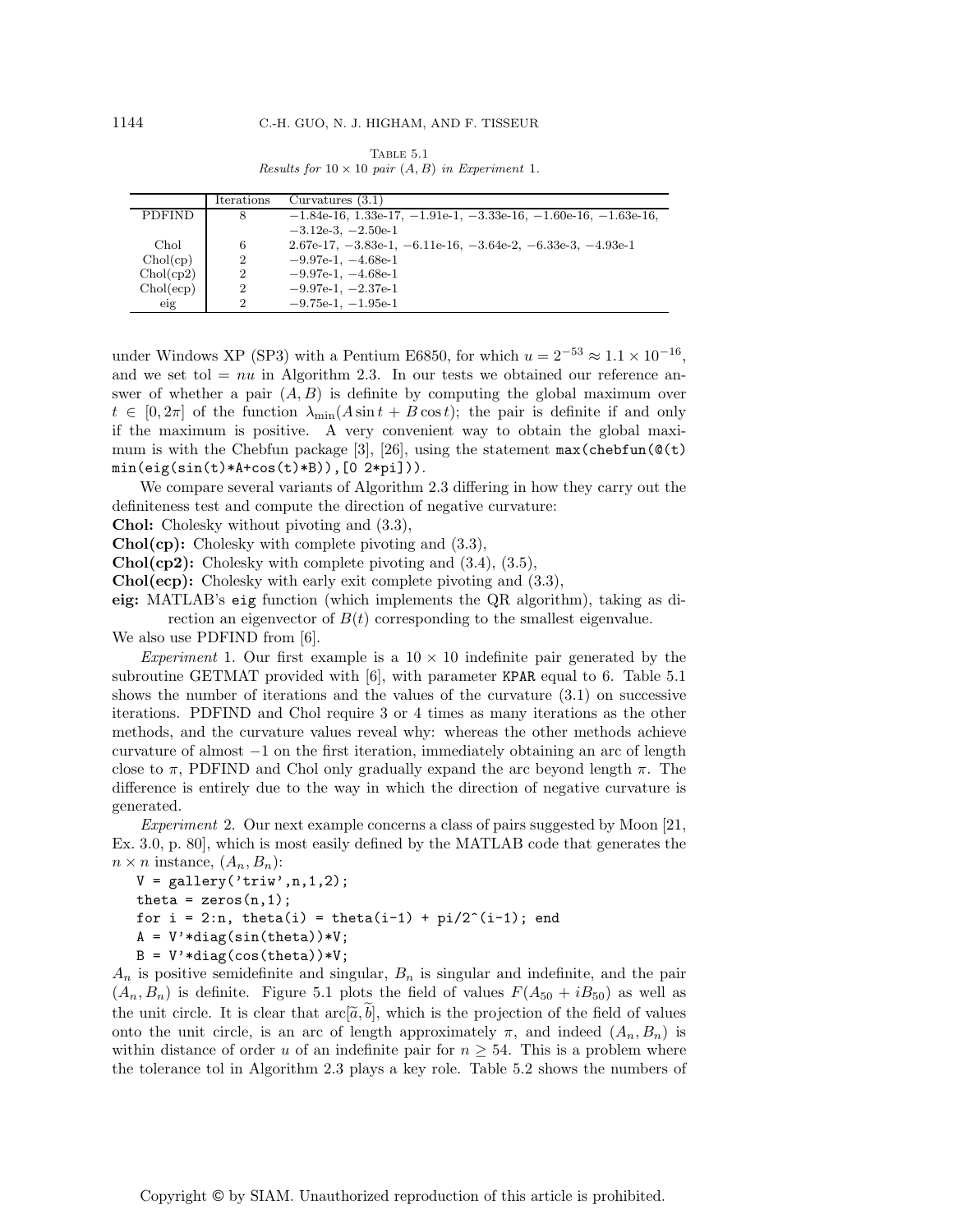Table 5.1
*Results for* $10 \times 10$ *pair* $(A, B)$ *in Experiment* 1.

| | Iterations | Curvatures (3.1) |
|---|---|---|
| PDFIND | 8 | $-1.84\text{e-}16$, $1.33\text{e-}17$, $-1.91\text{e-}1$, $-3.33\text{e-}16$, $-1.60\text{e-}16$, $-1.63\text{e-}16$, $-3.12\text{e-}3$, $-2.50\text{e-}1$ |
| Chol | 6 | $2.67\text{e-}17$, $-3.83\text{e-}1$, $-6.11\text{e-}16$, $-3.64\text{e-}2$, $-6.33\text{e-}3$, $-4.93\text{e-}1$ |
| Chol(cp) | 2 | $-9.97\text{e-}1$, $-4.68\text{e-}1$ |
| Chol(cp2) | 2 | $-9.97\text{e-}1$, $-4.68\text{e-}1$ |
| Chol(ecp) | 2 | $-9.97\text{e-}1$, $-2.37\text{e-}1$ |
| eig | 2 | $-9.75\text{e-}1$, $-1.95\text{e-}1$ |

under Windows XP (SP3) with a Pentium E6850, for which $u = 2^{-53} \approx 1.1 \times 10^{-16}$, and we set tol $= nu$ in Algorithm 2.3. In our tests we obtained our reference answer of whether a pair $(A, B)$ is definite by computing the global maximum over $t \in [0, 2\pi]$ of the function $\lambda_{\min}(A \sin t + B \cos t)$; the pair is definite if and only if the maximum is positive. A very convenient way to obtain the global maximum is with the Chebfun package [3], [26], using the statement `max(chebfun(@(t) min(eig(sin(t)*A+cos(t)*B)),[0 2*pi]))`.

We compare several variants of Algorithm 2.3 differing in how they carry out the definiteness test and compute the direction of negative curvature:

**Chol:** Cholesky without pivoting and (3.3),

**Chol(cp):** Cholesky with complete pivoting and (3.3),

**Chol(cp2):** Cholesky with complete pivoting and (3.4), (3.5),

**Chol(ecp):** Cholesky with early exit complete pivoting and (3.3),

**eig:** MATLAB's `eig` function (which implements the QR algorithm), taking as direction an eigenvector of $B(t)$ corresponding to the smallest eigenvalue.

We also use PDFIND from [6].

*Experiment* 1. Our first example is a $10 \times 10$ indefinite pair generated by the subroutine GETMAT provided with [6], with parameter `KPAR` equal to 6. Table 5.1 shows the number of iterations and the values of the curvature (3.1) on successive iterations. PDFIND and Chol require 3 or 4 times as many iterations as the other methods, and the curvature values reveal why: whereas the other methods achieve curvature of almost $-1$ on the first iteration, immediately obtaining an arc of length close to $\pi$, PDFIND and Chol only gradually expand the arc beyond length $\pi$. The difference is entirely due to the way in which the direction of negative curvature is generated.

*Experiment* 2. Our next example concerns a class of pairs suggested by Moon [21, Ex. 3.0, p. 80], which is most easily defined by the MATLAB code that generates the $n \times n$ instance, $(A_n, B_n)$:

```
V = gallery('triw',n,1,2);
theta = zeros(n,1);
for i = 2:n, theta(i) = theta(i-1) + pi/2^(i-1); end
A = V'*diag(sin(theta))*V;
B = V'*diag(cos(theta))*V;
```

$A_n$ is positive semidefinite and singular, $B_n$ is singular and indefinite, and the pair $(A_n, B_n)$ is definite. Figure 5.1 plots the field of values $F(A_{50} + iB_{50})$ as well as the unit circle. It is clear that $\text{arc}[\widetilde{a}, \widetilde{b}]$, which is the projection of the field of values onto the unit circle, is an arc of length approximately $\pi$, and indeed $(A_n, B_n)$ is within distance of order $u$ of an indefinite pair for $n \geq 54$. This is a problem where the tolerance tol in Algorithm 2.3 plays a key role. Table 5.2 shows the numbers of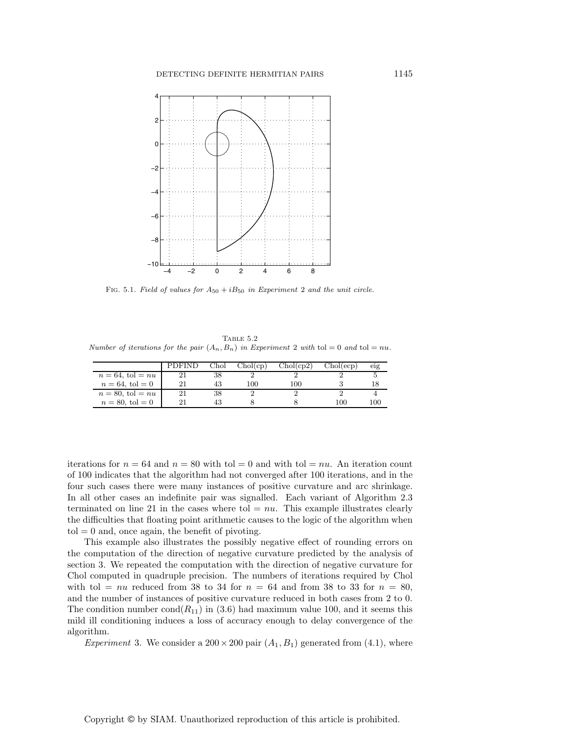FIG. 5.1. *Field of values for $A_{50} + iB_{50}$ in Experiment 2 and the unit circle.*

TABLE 5.2
*Number of iterations for the pair $(A_n, B_n)$ in Experiment 2 with* $\text{tol} = 0$ *and* $\text{tol} = nu$.

| | PDFIND | Chol | Chol(cp) | Chol(cp2) | Chol(ecp) | eig |
|---|---|---|---|---|---|---|
| $n = 64$, tol $= nu$ | 21 | 38 | 2 | 2 | 2 | 5 |
| $n = 64$, tol $= 0$ | 21 | 43 | 100 | 100 | 3 | 18 |
| $n = 80$, tol $= nu$ | 21 | 38 | 2 | 2 | 2 | 4 |
| $n = 80$, tol $= 0$ | 21 | 43 | 8 | 8 | 100 | 100 |

iterations for $n = 64$ and $n = 80$ with tol $= 0$ and with tol $= nu$. An iteration count of 100 indicates that the algorithm had not converged after 100 iterations, and in the four such cases there were many instances of positive curvature and arc shrinkage. In all other cases an indefinite pair was signalled. Each variant of Algorithm 2.3 terminated on line 21 in the cases where tol $= nu$. This example illustrates clearly the difficulties that floating point arithmetic causes to the logic of the algorithm when tol $= 0$ and, once again, the benefit of pivoting.

This example also illustrates the possibly negative effect of rounding errors on the computation of the direction of negative curvature predicted by the analysis of section 3. We repeated the computation with the direction of negative curvature for Chol computed in quadruple precision. The numbers of iterations required by Chol with tol $= nu$ reduced from 38 to 34 for $n = 64$ and from 38 to 33 for $n = 80$, and the number of instances of positive curvature reduced in both cases from 2 to 0. The condition number $\text{cond}(R_{11})$ in (3.6) had maximum value 100, and it seems this mild ill conditioning induces a loss of accuracy enough to delay convergence of the algorithm.

*Experiment* 3. We consider a $200 \times 200$ pair $(A_1, B_1)$ generated from (4.1), where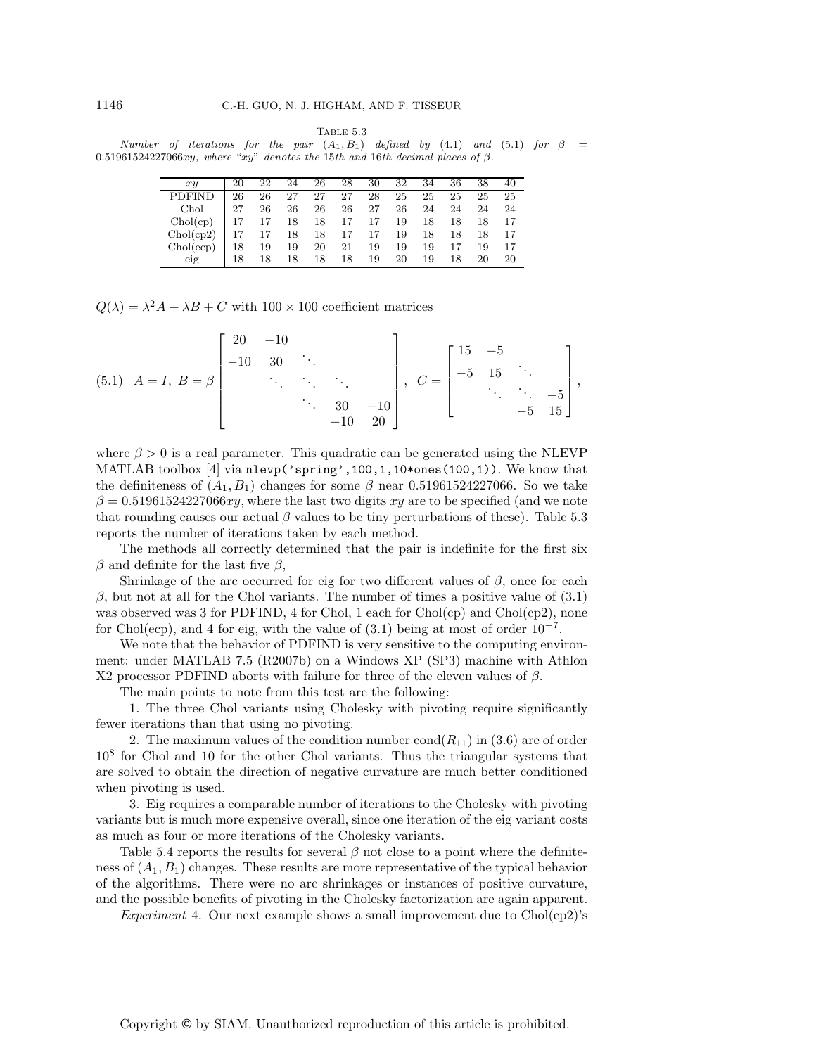Table 5.3

*Number of iterations for the pair $(A_1, B_1)$ defined by (4.1) and (5.1) for $\beta = 0.51961524227066xy$, where "xy" denotes the 15th and 16th decimal places of $\beta$.*

| $xy$ | 20 | 22 | 24 | 26 | 28 | 30 | 32 | 34 | 36 | 38 | 40 |
|---|---|---|---|---|---|---|---|---|---|---|---|
| PDFIND | 26 | 26 | 27 | 27 | 27 | 28 | 25 | 25 | 25 | 25 | 25 |
| Chol | 27 | 26 | 26 | 26 | 26 | 27 | 26 | 24 | 24 | 24 | 24 |
| Chol(cp) | 17 | 17 | 18 | 18 | 17 | 17 | 19 | 18 | 18 | 18 | 17 |
| Chol(cp2) | 17 | 17 | 18 | 18 | 17 | 17 | 19 | 18 | 18 | 18 | 17 |
| Chol(ecp) | 18 | 19 | 19 | 20 | 21 | 19 | 19 | 19 | 17 | 19 | 17 |
| eig | 18 | 18 | 18 | 18 | 18 | 19 | 20 | 19 | 18 | 20 | 20 |

$Q(\lambda) = \lambda^2 A + \lambda B + C$ with $100 \times 100$ coefficient matrices

$$A = I, \; B = \beta \begin{bmatrix} 20 & -10 & & & \\ -10 & 30 & \ddots & & \\ & \ddots & \ddots & \ddots & \\ & & \ddots & 30 & -10 \\ & & & -10 & 20 \end{bmatrix}, \quad C = \begin{bmatrix} 15 & -5 & & \\ -5 & 15 & \ddots & \\ & \ddots & \ddots & -5 \\ & & -5 & 15 \end{bmatrix}, \tag{5.1}$$

where $\beta > 0$ is a real parameter. This quadratic can be generated using the NLEVP MATLAB toolbox [4] via `nlevp('spring',100,1,10*ones(100,1))`. We know that the definiteness of $(A_1, B_1)$ changes for some $\beta$ near 0.51961524227066. So we take $\beta = 0.51961524227066xy$, where the last two digits $xy$ are to be specified (and we note that rounding causes our actual $\beta$ values to be tiny perturbations of these). Table 5.3 reports the number of iterations taken by each method.

The methods all correctly determined that the pair is indefinite for the first six $\beta$ and definite for the last five $\beta$,

Shrinkage of the arc occurred for eig for two different values of $\beta$, once for each $\beta$, but not at all for the Chol variants. The number of times a positive value of (3.1) was observed was 3 for PDFIND, 4 for Chol, 1 each for Chol(cp) and Chol(cp2), none for Chol(ecp), and 4 for eig, with the value of (3.1) being at most of order $10^{-7}$.

We note that the behavior of PDFIND is very sensitive to the computing environment: under MATLAB 7.5 (R2007b) on a Windows XP (SP3) machine with Athlon X2 processor PDFIND aborts with failure for three of the eleven values of $\beta$.

The main points to note from this test are the following:

1. The three Chol variants using Cholesky with pivoting require significantly fewer iterations than that using no pivoting.
2. The maximum values of the condition number $\text{cond}(R_{11})$ in (3.6) are of order $10^8$ for Chol and 10 for the other Chol variants. Thus the triangular systems that are solved to obtain the direction of negative curvature are much better conditioned when pivoting is used.
3. Eig requires a comparable number of iterations to the Cholesky with pivoting variants but is much more expensive overall, since one iteration of the eig variant costs as much as four or more iterations of the Cholesky variants.

Table 5.4 reports the results for several $\beta$ not close to a point where the definiteness of $(A_1, B_1)$ changes. These results are more representative of the typical behavior of the algorithms. There were no arc shrinkages or instances of positive curvature, and the possible benefits of pivoting in the Cholesky factorization are again apparent.

*Experiment* 4. Our next example shows a small improvement due to Chol(cp2)'s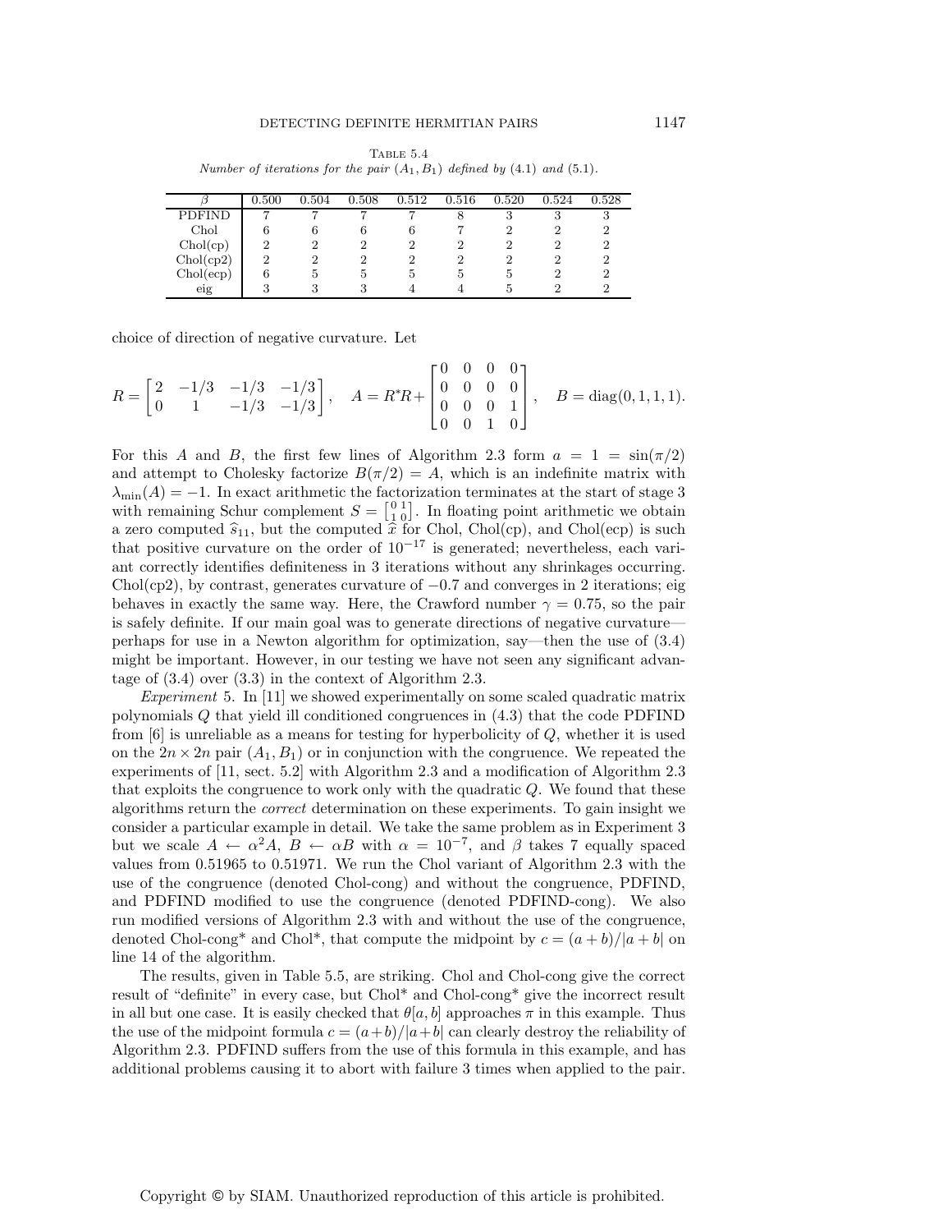Table 5.4
*Number of iterations for the pair $(A_1, B_1)$ defined by (4.1) and (5.1).*

| $\beta$ | 0.500 | 0.504 | 0.508 | 0.512 | 0.516 | 0.520 | 0.524 | 0.528 |
|---|---|---|---|---|---|---|---|---|
| PDFIND | 7 | 7 | 7 | 7 | 8 | 3 | 3 | 3 |
| Chol | 6 | 6 | 6 | 6 | 7 | 2 | 2 | 2 |
| Chol(cp) | 2 | 2 | 2 | 2 | 2 | 2 | 2 | 2 |
| Chol(cp2) | 2 | 2 | 2 | 2 | 2 | 2 | 2 | 2 |
| Chol(ecp) | 6 | 5 | 5 | 5 | 5 | 5 | 2 | 2 |
| eig | 3 | 3 | 3 | 4 | 4 | 5 | 2 | 2 |

choice of direction of negative curvature. Let

$$R = \begin{bmatrix} 2 & -1/3 & -1/3 & -1/3 \\ 0 & 1 & -1/3 & -1/3 \end{bmatrix}, \quad A = R^*R + \begin{bmatrix} 0 & 0 & 0 & 0 \\ 0 & 0 & 0 & 0 \\ 0 & 0 & 0 & 1 \\ 0 & 0 & 1 & 0 \end{bmatrix}, \quad B = \operatorname{diag}(0, 1, 1, 1).$$

For this $A$ and $B$, the first few lines of Algorithm 2.3 form $a = 1 = \sin(\pi/2)$ and attempt to Cholesky factorize $B(\pi/2) = A$, which is an indefinite matrix with $\lambda_{\min}(A) = -1$. In exact arithmetic the factorization terminates at the start of stage 3 with remaining Schur complement $S = \left[\begin{smallmatrix} 0 & 1 \\ 1 & 0 \end{smallmatrix}\right]$. In floating point arithmetic we obtain a zero computed $\widehat{s}_{11}$, but the computed $\widehat{x}$ for Chol, Chol(cp), and Chol(ecp) is such that positive curvature on the order of $10^{-17}$ is generated; nevertheless, each variant correctly identifies definiteness in 3 iterations without any shrinkages occurring. Chol(cp2), by contrast, generates curvature of $-0.7$ and converges in 2 iterations; eig behaves in exactly the same way. Here, the Crawford number $\gamma = 0.75$, so the pair is safely definite. If our main goal was to generate directions of negative curvature—perhaps for use in a Newton algorithm for optimization, say—then the use of (3.4) might be important. However, in our testing we have not seen any significant advantage of (3.4) over (3.3) in the context of Algorithm 2.3.

*Experiment* 5. In [11] we showed experimentally on some scaled quadratic matrix polynomials $Q$ that yield ill conditioned congruences in (4.3) that the code PDFIND from [6] is unreliable as a means for testing for hyperbolicity of $Q$, whether it is used on the $2n \times 2n$ pair $(A_1, B_1)$ or in conjunction with the congruence. We repeated the experiments of [11, sect. 5.2] with Algorithm 2.3 and a modification of Algorithm 2.3 that exploits the congruence to work only with the quadratic $Q$. We found that these algorithms return the *correct* determination on these experiments. To gain insight we consider a particular example in detail. We take the same problem as in Experiment 3 but we scale $A \leftarrow \alpha^2 A$, $B \leftarrow \alpha B$ with $\alpha = 10^{-7}$, and $\beta$ takes 7 equally spaced values from 0.51965 to 0.51971. We run the Chol variant of Algorithm 2.3 with the use of the congruence (denoted Chol-cong) and without the congruence, PDFIND, and PDFIND modified to use the congruence (denoted PDFIND-cong). We also run modified versions of Algorithm 2.3 with and without the use of the congruence, denoted Chol-cong* and Chol*, that compute the midpoint by $c = (a + b)/|a + b|$ on line 14 of the algorithm.

The results, given in Table 5.5, are striking. Chol and Chol-cong give the correct result of "definite" in every case, but Chol* and Chol-cong* give the incorrect result in all but one case. It is easily checked that $\theta[a, b]$ approaches $\pi$ in this example. Thus the use of the midpoint formula $c = (a+b)/|a+b|$ can clearly destroy the reliability of Algorithm 2.3. PDFIND suffers from the use of this formula in this example, and has additional problems causing it to abort with failure 3 times when applied to the pair.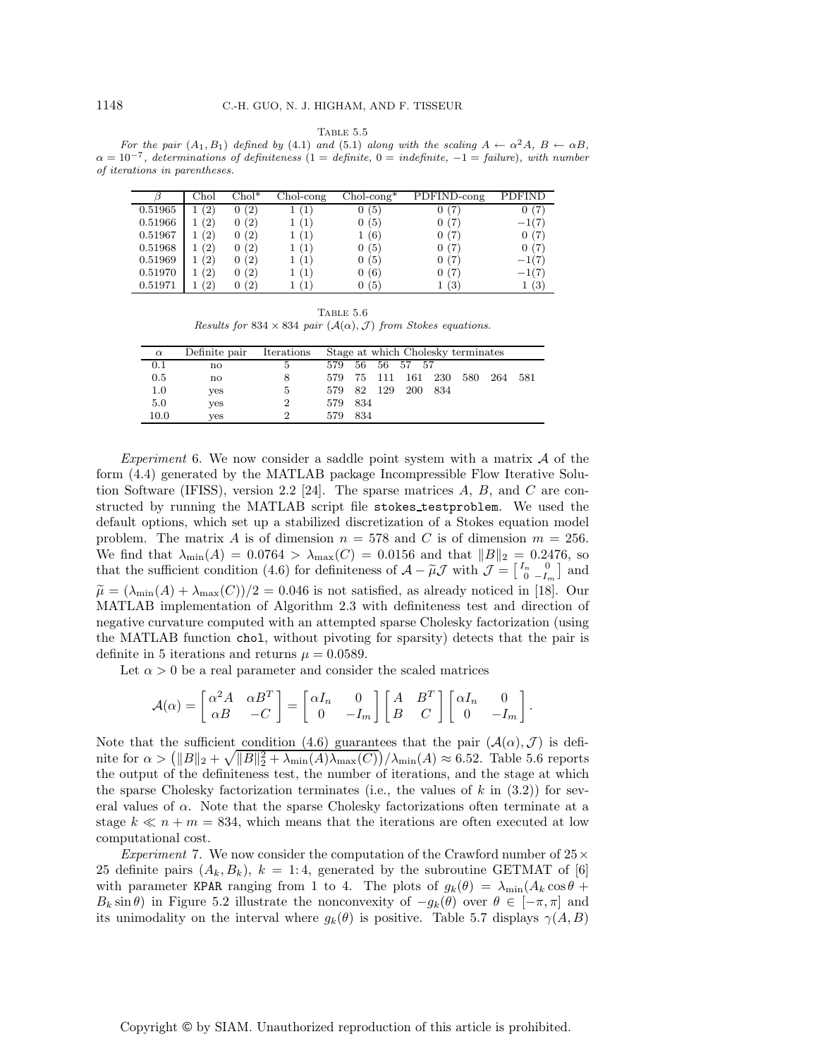Table 5.5

*For the pair $(A_1, B_1)$ defined by (4.1) and (5.1) along with the scaling $A \leftarrow \alpha^2 A$, $B \leftarrow \alpha B$, $\alpha = 10^{-7}$, determinations of definiteness (1 = definite, 0 = indefinite, −1 = failure), with number of iterations in parentheses.*

| $\beta$ | Chol | Chol* | Chol-cong | Chol-cong* | PDFIND-cong | PDFIND |
|---|---|---|---|---|---|---|
| 0.51965 | 1 (2) | 0 (2) | 1 (1) | 0 (5) | 0 (7) | 0 (7) |
| 0.51966 | 1 (2) | 0 (2) | 1 (1) | 0 (5) | 0 (7) | −1(7) |
| 0.51967 | 1 (2) | 0 (2) | 1 (1) | 1 (6) | 0 (7) | 0 (7) |
| 0.51968 | 1 (2) | 0 (2) | 1 (1) | 0 (5) | 0 (7) | 0 (7) |
| 0.51969 | 1 (2) | 0 (2) | 1 (1) | 0 (5) | 0 (7) | −1(7) |
| 0.51970 | 1 (2) | 0 (2) | 1 (1) | 0 (6) | 0 (7) | −1(7) |
| 0.51971 | 1 (2) | 0 (2) | 1 (1) | 0 (5) | 1 (3) | 1 (3) |

Table 5.6

*Results for $834 \times 834$ pair $(\mathcal{A}(\alpha), \mathcal{J})$ from Stokes equations.*

| $\alpha$ | Definite pair | Iterations | Stage at which Cholesky terminates |
|---|---|---|---|
| 0.1 | no | 5 | 579 56 56 57 57 |
| 0.5 | no | 8 | 579 75 111 161 230 580 264 581 |
| 1.0 | yes | 5 | 579 82 129 200 834 |
| 5.0 | yes | 2 | 579 834 |
| 10.0 | yes | 2 | 579 834 |

*Experiment* 6. We now consider a saddle point system with a matrix $\mathcal{A}$ of the form (4.4) generated by the MATLAB package Incompressible Flow Iterative Solution Software (IFISS), version 2.2 [24]. The sparse matrices $A$, $B$, and $C$ are constructed by running the MATLAB script file `stokes_testproblem`. We used the default options, which set up a stabilized discretization of a Stokes equation model problem. The matrix $A$ is of dimension $n = 578$ and $C$ is of dimension $m = 256$. We find that $\lambda_{\min}(A) = 0.0764 > \lambda_{\max}(C) = 0.0156$ and that $\|B\|_2 = 0.2476$, so that the sufficient condition (4.6) for definiteness of $\mathcal{A} - \widetilde{\mu}\mathcal{J}$ with $\mathcal{J} = \left[\begin{smallmatrix} I_n & 0 \\ 0 & -I_m \end{smallmatrix}\right]$ and $\widetilde{\mu} = (\lambda_{\min}(A) + \lambda_{\max}(C))/2 = 0.046$ is not satisfied, as already noticed in [18]. Our MATLAB implementation of Algorithm 2.3 with definiteness test and direction of negative curvature computed with an attempted sparse Cholesky factorization (using the MATLAB function `chol`, without pivoting for sparsity) detects that the pair is definite in 5 iterations and returns $\mu = 0.0589$.

Let $\alpha > 0$ be a real parameter and consider the scaled matrices

$$\mathcal{A}(\alpha) = \begin{bmatrix} \alpha^2 A & \alpha B^T \\ \alpha B & -C \end{bmatrix} = \begin{bmatrix} \alpha I_n & 0 \\ 0 & -I_m \end{bmatrix} \begin{bmatrix} A & B^T \\ B & C \end{bmatrix} \begin{bmatrix} \alpha I_n & 0 \\ 0 & -I_m \end{bmatrix}.$$

Note that the sufficient condition (4.6) guarantees that the pair $(\mathcal{A}(\alpha), \mathcal{J})$ is definite for $\alpha > \left(\|B\|_2 + \sqrt{\|B\|_2^2 + \lambda_{\min}(A)\lambda_{\max}(C)}\right)/\lambda_{\min}(A) \approx 6.52$. Table 5.6 reports the output of the definiteness test, the number of iterations, and the stage at which the sparse Cholesky factorization terminates (i.e., the values of $k$ in (3.2)) for several values of $\alpha$. Note that the sparse Cholesky factorizations often terminate at a stage $k \ll n + m = 834$, which means that the iterations are often executed at low computational cost.

*Experiment* 7. We now consider the computation of the Crawford number of $25 \times 25$ definite pairs $(A_k, B_k)$, $k = 1{:}4$, generated by the subroutine GETMAT of [6] with parameter `KPAR` ranging from 1 to 4. The plots of $g_k(\theta) = \lambda_{\min}(A_k \cos\theta + B_k \sin\theta)$ in Figure 5.2 illustrate the nonconvexity of $-g_k(\theta)$ over $\theta \in [-\pi, \pi]$ and its unimodality on the interval where $g_k(\theta)$ is positive. Table 5.7 displays $\gamma(A, B)$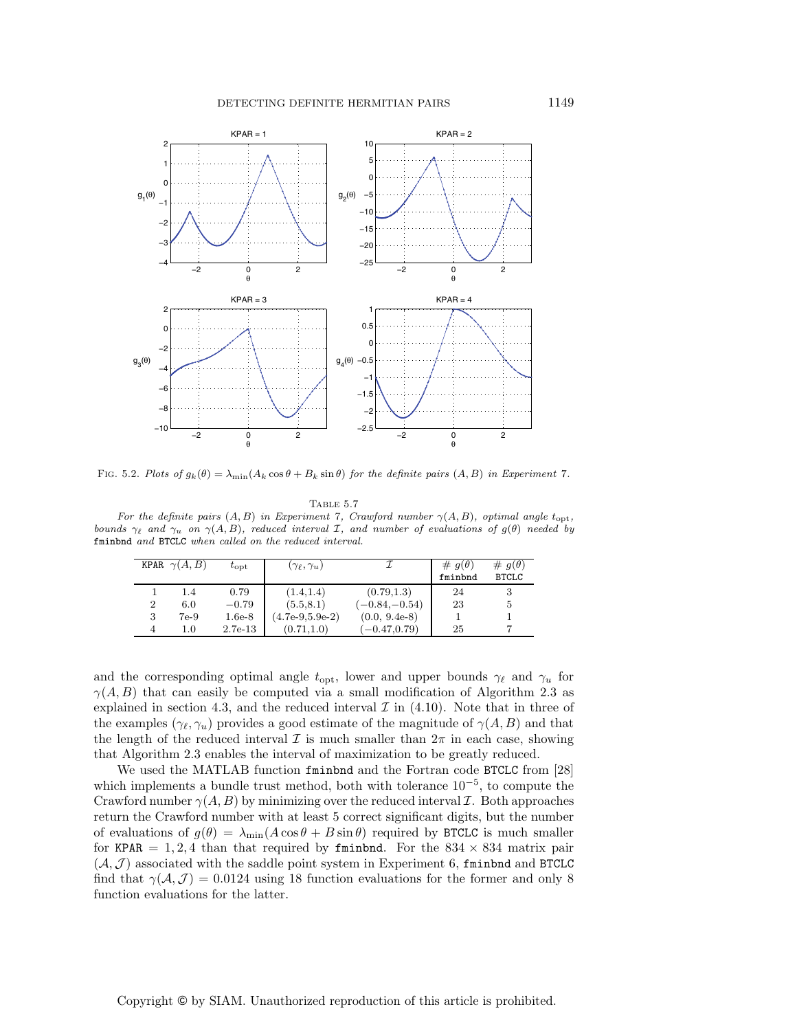FIG. 5.2. *Plots of $g_k(\theta) = \lambda_{\min}(A_k \cos\theta + B_k \sin\theta)$ for the definite pairs $(A, B)$ in Experiment 7.*

TABLE 5.7

*For the definite pairs $(A, B)$ in Experiment 7, Crawford number $\gamma(A, B)$, optimal angle $t_{\rm opt}$, bounds $\gamma_\ell$ and $\gamma_u$ on $\gamma(A, B)$, reduced interval $\mathcal{I}$, and number of evaluations of $g(\theta)$ needed by* fminbnd *and* BTCLC *when called on the reduced interval.*

| KPAR | $\gamma(A,B)$ | $t_{\rm opt}$ | $(\gamma_\ell, \gamma_u)$ | $\mathcal{I}$ | # $g(\theta)$ fminbnd | # $g(\theta)$ BTCLC |
|---|---|---|---|---|---|---|
| 1 | 1.4 | 0.79 | (1.4,1.4) | (0.79,1.3) | 24 | 3 |
| 2 | 6.0 | −0.79 | (5.5,8.1) | (−0.84,−0.54) | 23 | 5 |
| 3 | 7e-9 | 1.6e-8 | (4.7e-9,5.9e-2) | (0.0, 9.4e-8) | 1 | 1 |
| 4 | 1.0 | 2.7e-13 | (0.71,1.0) | (−0.47,0.79) | 25 | 7 |

and the corresponding optimal angle $t_{\rm opt}$, lower and upper bounds $\gamma_\ell$ and $\gamma_u$ for $\gamma(A, B)$ that can easily be computed via a small modification of Algorithm 2.3 as explained in section 4.3, and the reduced interval $\mathcal{I}$ in (4.10). Note that in three of the examples $(\gamma_\ell, \gamma_u)$ provides a good estimate of the magnitude of $\gamma(A, B)$ and that the length of the reduced interval $\mathcal{I}$ is much smaller than $2\pi$ in each case, showing that Algorithm 2.3 enables the interval of maximization to be greatly reduced.

We used the MATLAB function fminbnd and the Fortran code BTCLC from [28] which implements a bundle trust method, both with tolerance $10^{-5}$, to compute the Crawford number $\gamma(A, B)$ by minimizing over the reduced interval $\mathcal{I}$. Both approaches return the Crawford number with at least 5 correct significant digits, but the number of evaluations of $g(\theta) = \lambda_{\min}(A \cos\theta + B \sin\theta)$ required by BTCLC is much smaller for KPAR = 1, 2, 4 than that required by fminbnd. For the $834 \times 834$ matrix pair $(\mathcal{A}, \mathcal{J})$ associated with the saddle point system in Experiment 6, fminbnd and BTCLC find that $\gamma(\mathcal{A}, \mathcal{J}) = 0.0124$ using 18 function evaluations for the former and only 8 function evaluations for the latter.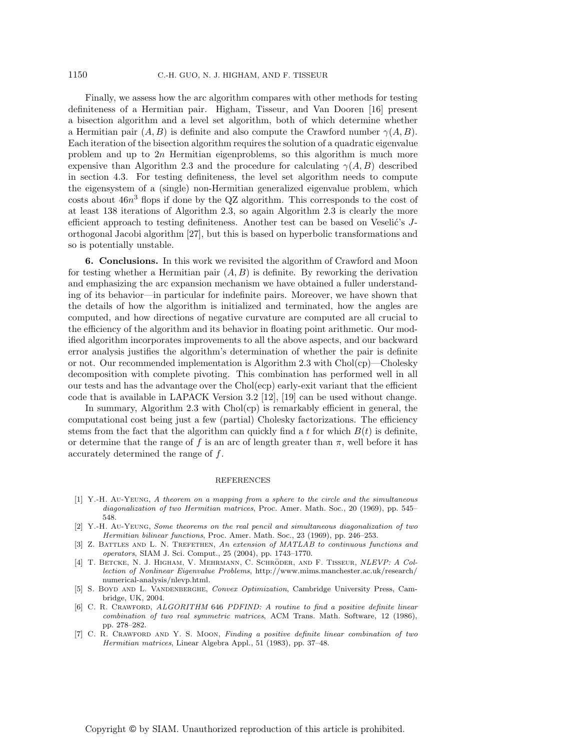Finally, we assess how the arc algorithm compares with other methods for testing definiteness of a Hermitian pair. Higham, Tisseur, and Van Dooren [16] present a bisection algorithm and a level set algorithm, both of which determine whether a Hermitian pair $(A, B)$ is definite and also compute the Crawford number $\gamma(A, B)$. Each iteration of the bisection algorithm requires the solution of a quadratic eigenvalue problem and up to $2n$ Hermitian eigenproblems, so this algorithm is much more expensive than Algorithm 2.3 and the procedure for calculating $\gamma(A, B)$ described in section 4.3. For testing definiteness, the level set algorithm needs to compute the eigensystem of a (single) non-Hermitian generalized eigenvalue problem, which costs about $46n^3$ flops if done by the QZ algorithm. This corresponds to the cost of at least 138 iterations of Algorithm 2.3, so again Algorithm 2.3 is clearly the more efficient approach to testing definiteness. Another test can be based on Veselić's $J$-orthogonal Jacobi algorithm [27], but this is based on hyperbolic transformations and so is potentially unstable.

**6. Conclusions.** In this work we revisited the algorithm of Crawford and Moon for testing whether a Hermitian pair $(A, B)$ is definite. By reworking the derivation and emphasizing the arc expansion mechanism we have obtained a fuller understanding of its behavior—in particular for indefinite pairs. Moreover, we have shown that the details of how the algorithm is initialized and terminated, how the angles are computed, and how directions of negative curvature are computed are all crucial to the efficiency of the algorithm and its behavior in floating point arithmetic. Our modified algorithm incorporates improvements to all the above aspects, and our backward error analysis justifies the algorithm's determination of whether the pair is definite or not. Our recommended implementation is Algorithm 2.3 with Chol(cp)—Cholesky decomposition with complete pivoting. This combination has performed well in all our tests and has the advantage over the Chol(ecp) early-exit variant that the efficient code that is available in LAPACK Version 3.2 [12], [19] can be used without change.

In summary, Algorithm 2.3 with Chol(cp) is remarkably efficient in general, the computational cost being just a few (partial) Cholesky factorizations. The efficiency stems from the fact that the algorithm can quickly find a $t$ for which $B(t)$ is definite, or determine that the range of $f$ is an arc of length greater than $\pi$, well before it has accurately determined the range of $f$.

## REFERENCES

[1] Y.-H. Au-Yeung, *A theorem on a mapping from a sphere to the circle and the simultaneous diagonalization of two Hermitian matrices*, Proc. Amer. Math. Soc., 20 (1969), pp. 545–548.

[2] Y.-H. Au-Yeung, *Some theorems on the real pencil and simultaneous diagonalization of two Hermitian bilinear functions*, Proc. Amer. Math. Soc., 23 (1969), pp. 246–253.

[3] Z. Battles and L. N. Trefethen, *An extension of MATLAB to continuous functions and operators*, SIAM J. Sci. Comput., 25 (2004), pp. 1743–1770.

[4] T. Betcke, N. J. Higham, V. Mehrmann, C. Schröder, and F. Tisseur, *NLEVP: A Collection of Nonlinear Eigenvalue Problems*, http://www.mims.manchester.ac.uk/research/numerical-analysis/nlevp.html.

[5] S. Boyd and L. Vandenberghe, *Convex Optimization*, Cambridge University Press, Cambridge, UK, 2004.

[6] C. R. Crawford, *ALGORITHM 646 PDFIND: A routine to find a positive definite linear combination of two real symmetric matrices*, ACM Trans. Math. Software, 12 (1986), pp. 278–282.

[7] C. R. Crawford and Y. S. Moon, *Finding a positive definite linear combination of two Hermitian matrices*, Linear Algebra Appl., 51 (1983), pp. 37–48.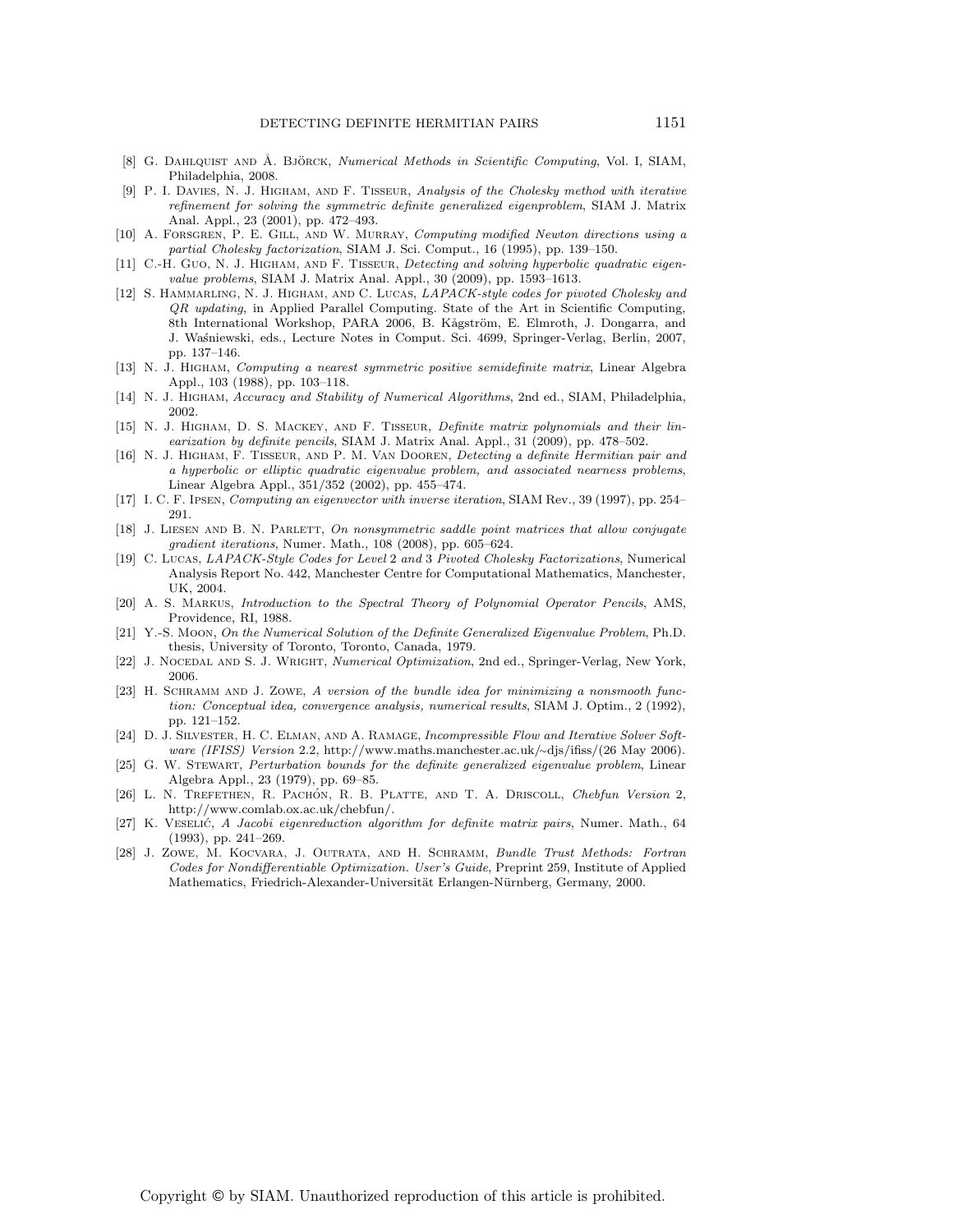[8] G. Dahlquist and Å. Björck, *Numerical Methods in Scientific Computing*, Vol. I, SIAM, Philadelphia, 2008.

[9] P. I. Davies, N. J. Higham, and F. Tisseur, *Analysis of the Cholesky method with iterative refinement for solving the symmetric definite generalized eigenproblem*, SIAM J. Matrix Anal. Appl., 23 (2001), pp. 472–493.

[10] A. Forsgren, P. E. Gill, and W. Murray, *Computing modified Newton directions using a partial Cholesky factorization*, SIAM J. Sci. Comput., 16 (1995), pp. 139–150.

[11] C.-H. Guo, N. J. Higham, and F. Tisseur, *Detecting and solving hyperbolic quadratic eigenvalue problems*, SIAM J. Matrix Anal. Appl., 30 (2009), pp. 1593–1613.

[12] S. Hammarling, N. J. Higham, and C. Lucas, *LAPACK-style codes for pivoted Cholesky and QR updating*, in Applied Parallel Computing. State of the Art in Scientific Computing, 8th International Workshop, PARA 2006, B. Kågström, E. Elmroth, J. Dongarra, and J. Waśniewski, eds., Lecture Notes in Comput. Sci. 4699, Springer-Verlag, Berlin, 2007, pp. 137–146.

[13] N. J. Higham, *Computing a nearest symmetric positive semidefinite matrix*, Linear Algebra Appl., 103 (1988), pp. 103–118.

[14] N. J. Higham, *Accuracy and Stability of Numerical Algorithms*, 2nd ed., SIAM, Philadelphia, 2002.

[15] N. J. Higham, D. S. Mackey, and F. Tisseur, *Definite matrix polynomials and their linearization by definite pencils*, SIAM J. Matrix Anal. Appl., 31 (2009), pp. 478–502.

[16] N. J. Higham, F. Tisseur, and P. M. Van Dooren, *Detecting a definite Hermitian pair and a hyperbolic or elliptic quadratic eigenvalue problem, and associated nearness problems*, Linear Algebra Appl., 351/352 (2002), pp. 455–474.

[17] I. C. F. Ipsen, *Computing an eigenvector with inverse iteration*, SIAM Rev., 39 (1997), pp. 254–291.

[18] J. Liesen and B. N. Parlett, *On nonsymmetric saddle point matrices that allow conjugate gradient iterations*, Numer. Math., 108 (2008), pp. 605–624.

[19] C. Lucas, *LAPACK-Style Codes for Level 2 and 3 Pivoted Cholesky Factorizations*, Numerical Analysis Report No. 442, Manchester Centre for Computational Mathematics, Manchester, UK, 2004.

[20] A. S. Markus, *Introduction to the Spectral Theory of Polynomial Operator Pencils*, AMS, Providence, RI, 1988.

[21] Y.-S. Moon, *On the Numerical Solution of the Definite Generalized Eigenvalue Problem*, Ph.D. thesis, University of Toronto, Toronto, Canada, 1979.

[22] J. Nocedal and S. J. Wright, *Numerical Optimization*, 2nd ed., Springer-Verlag, New York, 2006.

[23] H. Schramm and J. Zowe, *A version of the bundle idea for minimizing a nonsmooth function: Conceptual idea, convergence analysis, numerical results*, SIAM J. Optim., 2 (1992), pp. 121–152.

[24] D. J. Silvester, H. C. Elman, and A. Ramage, *Incompressible Flow and Iterative Solver Software (IFISS) Version* 2.2, http://www.maths.manchester.ac.uk/~djs/ifiss/(26 May 2006).

[25] G. W. Stewart, *Perturbation bounds for the definite generalized eigenvalue problem*, Linear Algebra Appl., 23 (1979), pp. 69–85.

[26] L. N. Trefethen, R. Pachón, R. B. Platte, and T. A. Driscoll, *Chebfun Version* 2, http://www.comlab.ox.ac.uk/chebfun/.

[27] K. Veselić, *A Jacobi eigenreduction algorithm for definite matrix pairs*, Numer. Math., 64 (1993), pp. 241–269.

[28] J. Zowe, M. Kocvara, J. Outrata, and H. Schramm, *Bundle Trust Methods: Fortran Codes for Nondifferentiable Optimization. User's Guide*, Preprint 259, Institute of Applied Mathematics, Friedrich-Alexander-Universität Erlangen-Nürnberg, Germany, 2000.